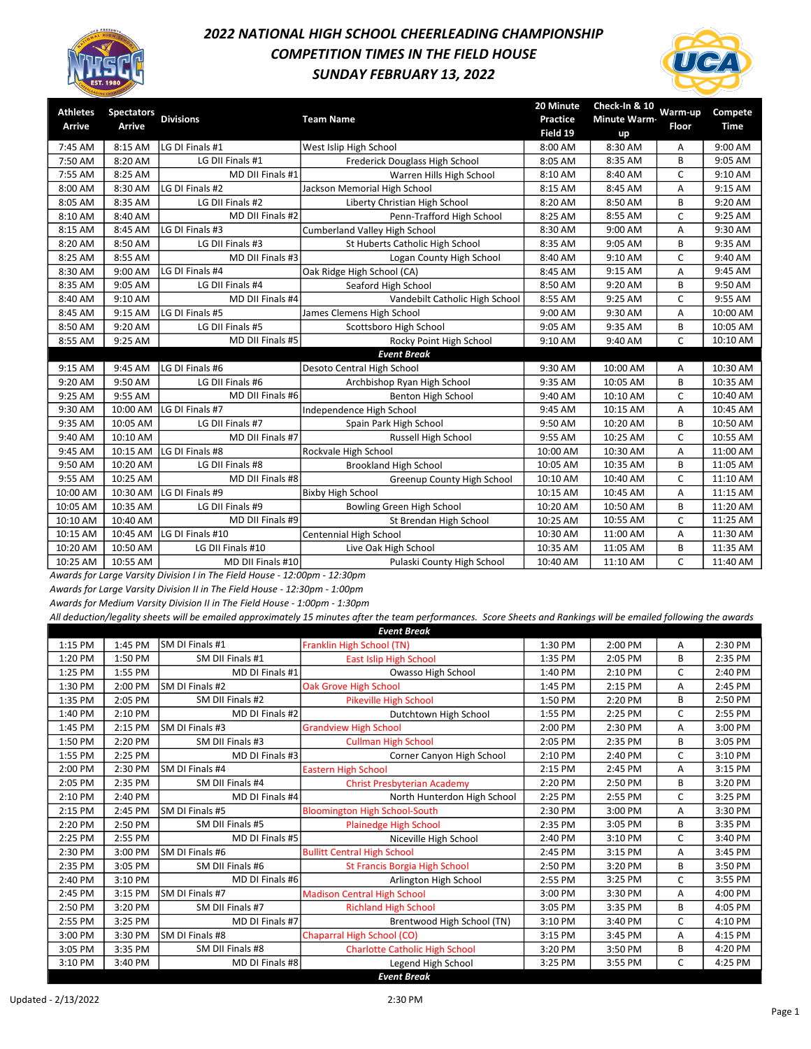# 2022 NATIONAL HIGH SCHOOL CHEERLEADING CHAMPIONSHIP

## COMPETITION TIMES IN THE FIELD HOUSE

## SUNDAY FEBRUARY 13, 2022

| Athletes Arrive | Spectators Arrive | Divisions | Team Name | 20 Minute Practice Field 19 | Check-In & 10 Minute Warm-up | Warm-up Floor | Compete Time |
|---|---|---|---|---|---|---|---|
| 7:45 AM | 8:15 AM | LG DI Finals #1 | West Islip High School | 8:00 AM | 8:30 AM | A | 9:00 AM |
| 7:50 AM | 8:20 AM | LG DII Finals #1 | Frederick Douglass High School | 8:05 AM | 8:35 AM | B | 9:05 AM |
| 7:55 AM | 8:25 AM | MD DII Finals #1 | Warren Hills High School | 8:10 AM | 8:40 AM | C | 9:10 AM |
| 8:00 AM | 8:30 AM | LG DI Finals #2 | Jackson Memorial High School | 8:15 AM | 8:45 AM | A | 9:15 AM |
| 8:05 AM | 8:35 AM | LG DII Finals #2 | Liberty Christian High School | 8:20 AM | 8:50 AM | B | 9:20 AM |
| 8:10 AM | 8:40 AM | MD DII Finals #2 | Penn-Trafford High School | 8:25 AM | 8:55 AM | C | 9:25 AM |
| 8:15 AM | 8:45 AM | LG DI Finals #3 | Cumberland Valley High School | 8:30 AM | 9:00 AM | A | 9:30 AM |
| 8:20 AM | 8:50 AM | LG DII Finals #3 | St Huberts Catholic High School | 8:35 AM | 9:05 AM | B | 9:35 AM |
| 8:25 AM | 8:55 AM | MD DII Finals #3 | Logan County High School | 8:40 AM | 9:10 AM | C | 9:40 AM |
| 8:30 AM | 9:00 AM | LG DI Finals #4 | Oak Ridge High School (CA) | 8:45 AM | 9:15 AM | A | 9:45 AM |
| 8:35 AM | 9:05 AM | LG DII Finals #4 | Seaford High School | 8:50 AM | 9:20 AM | B | 9:50 AM |
| 8:40 AM | 9:10 AM | MD DII Finals #4 | Vandebilt Catholic High School | 8:55 AM | 9:25 AM | C | 9:55 AM |
| 8:45 AM | 9:15 AM | LG DI Finals #5 | James Clemens High School | 9:00 AM | 9:30 AM | A | 10:00 AM |
| 8:50 AM | 9:20 AM | LG DII Finals #5 | Scottsboro High School | 9:05 AM | 9:35 AM | B | 10:05 AM |
| 8:55 AM | 9:25 AM | MD DII Finals #5 | Rocky Point High School | 9:10 AM | 9:40 AM | C | 10:10 AM |
| | | | **Event Break** | | | | |
| 9:15 AM | 9:45 AM | LG DI Finals #6 | Desoto Central High School | 9:30 AM | 10:00 AM | A | 10:30 AM |
| 9:20 AM | 9:50 AM | LG DII Finals #6 | Archbishop Ryan High School | 9:35 AM | 10:05 AM | B | 10:35 AM |
| 9:25 AM | 9:55 AM | MD DII Finals #6 | Benton High School | 9:40 AM | 10:10 AM | C | 10:40 AM |
| 9:30 AM | 10:00 AM | LG DI Finals #7 | Independence High School | 9:45 AM | 10:15 AM | A | 10:45 AM |
| 9:35 AM | 10:05 AM | LG DII Finals #7 | Spain Park High School | 9:50 AM | 10:20 AM | B | 10:50 AM |
| 9:40 AM | 10:10 AM | MD DII Finals #7 | Russell High School | 9:55 AM | 10:25 AM | C | 10:55 AM |
| 9:45 AM | 10:15 AM | LG DI Finals #8 | Rockvale High School | 10:00 AM | 10:30 AM | A | 11:00 AM |
| 9:50 AM | 10:20 AM | LG DII Finals #8 | Brookland High School | 10:05 AM | 10:35 AM | B | 11:05 AM |
| 9:55 AM | 10:25 AM | MD DII Finals #8 | Greenup County High School | 10:10 AM | 10:40 AM | C | 11:10 AM |
| 10:00 AM | 10:30 AM | LG DI Finals #9 | Bixby High School | 10:15 AM | 10:45 AM | A | 11:15 AM |
| 10:05 AM | 10:35 AM | LG DII Finals #9 | Bowling Green High School | 10:20 AM | 10:50 AM | B | 11:20 AM |
| 10:10 AM | 10:40 AM | MD DII Finals #9 | St Brendan High School | 10:25 AM | 10:55 AM | C | 11:25 AM |
| 10:15 AM | 10:45 AM | LG DI Finals #10 | Centennial High School | 10:30 AM | 11:00 AM | A | 11:30 AM |
| 10:20 AM | 10:50 AM | LG DII Finals #10 | Live Oak High School | 10:35 AM | 11:05 AM | B | 11:35 AM |
| 10:25 AM | 10:55 AM | MD DII Finals #10 | Pulaski County High School | 10:40 AM | 11:10 AM | C | 11:40 AM |

*Awards for Large Varsity Division I in The Field House - 12:00pm - 12:30pm*

*Awards for Large Varsity Division II in The Field House - 12:30pm - 1:00pm*

*Awards for Medium Varsity Division II in The Field House - 1:00pm - 1:30pm*

*All deduction/legality sheets will be emailed approximately 15 minutes after the team performances. Score Sheets and Rankings will be emailed following the awards*

| Athletes Arrive | Spectators Arrive | Divisions | Team Name | 20 Minute Practice Field 19 | Check-In & 10 Minute Warm-up | Warm-up Floor | Compete Time |
|---|---|---|---|---|---|---|---|
| | | | **Event Break** | | | | |
| 1:15 PM | 1:45 PM | SM DI Finals #1 | Franklin High School (TN) | 1:30 PM | 2:00 PM | A | 2:30 PM |
| 1:20 PM | 1:50 PM | SM DII Finals #1 | East Islip High School | 1:35 PM | 2:05 PM | B | 2:35 PM |
| 1:25 PM | 1:55 PM | MD DI Finals #1 | Owasso High School | 1:40 PM | 2:10 PM | C | 2:40 PM |
| 1:30 PM | 2:00 PM | SM DI Finals #2 | Oak Grove High School | 1:45 PM | 2:15 PM | A | 2:45 PM |
| 1:35 PM | 2:05 PM | SM DII Finals #2 | Pikeville High School | 1:50 PM | 2:20 PM | B | 2:50 PM |
| 1:40 PM | 2:10 PM | MD DI Finals #2 | Dutchtown High School | 1:55 PM | 2:25 PM | C | 2:55 PM |
| 1:45 PM | 2:15 PM | SM DI Finals #3 | Grandview High School | 2:00 PM | 2:30 PM | A | 3:00 PM |
| 1:50 PM | 2:20 PM | SM DII Finals #3 | Cullman High School | 2:05 PM | 2:35 PM | B | 3:05 PM |
| 1:55 PM | 2:25 PM | MD DI Finals #3 | Corner Canyon High School | 2:10 PM | 2:40 PM | C | 3:10 PM |
| 2:00 PM | 2:30 PM | SM DI Finals #4 | Eastern High School | 2:15 PM | 2:45 PM | A | 3:15 PM |
| 2:05 PM | 2:35 PM | SM DII Finals #4 | Christ Presbyterian Academy | 2:20 PM | 2:50 PM | B | 3:20 PM |
| 2:10 PM | 2:40 PM | MD DI Finals #4 | North Hunterdon High School | 2:25 PM | 2:55 PM | C | 3:25 PM |
| 2:15 PM | 2:45 PM | SM DI Finals #5 | Bloomington High School-South | 2:30 PM | 3:00 PM | A | 3:30 PM |
| 2:20 PM | 2:50 PM | SM DII Finals #5 | Plainedge High School | 2:35 PM | 3:05 PM | B | 3:35 PM |
| 2:25 PM | 2:55 PM | MD DI Finals #5 | Niceville High School | 2:40 PM | 3:10 PM | C | 3:40 PM |
| 2:30 PM | 3:00 PM | SM DI Finals #6 | Bullitt Central High School | 2:45 PM | 3:15 PM | A | 3:45 PM |
| 2:35 PM | 3:05 PM | SM DII Finals #6 | St Francis Borgia High School | 2:50 PM | 3:20 PM | B | 3:50 PM |
| 2:40 PM | 3:10 PM | MD DI Finals #6 | Arlington High School | 2:55 PM | 3:25 PM | C | 3:55 PM |
| 2:45 PM | 3:15 PM | SM DI Finals #7 | Madison Central High School | 3:00 PM | 3:30 PM | A | 4:00 PM |
| 2:50 PM | 3:20 PM | SM DII Finals #7 | Richland High School | 3:05 PM | 3:35 PM | B | 4:05 PM |
| 2:55 PM | 3:25 PM | MD DI Finals #7 | Brentwood High School (TN) | 3:10 PM | 3:40 PM | C | 4:10 PM |
| 3:00 PM | 3:30 PM | SM DI Finals #8 | Chaparral High School (CO) | 3:15 PM | 3:45 PM | A | 4:15 PM |
| 3:05 PM | 3:35 PM | SM DII Finals #8 | Charlotte Catholic High School | 3:20 PM | 3:50 PM | B | 4:20 PM |
| 3:10 PM | 3:40 PM | MD DI Finals #8 | Legend High School | 3:25 PM | 3:55 PM | C | 4:25 PM |
| | | | **Event Break** | | | | |

Updated - 2/13/2022 2:30 PM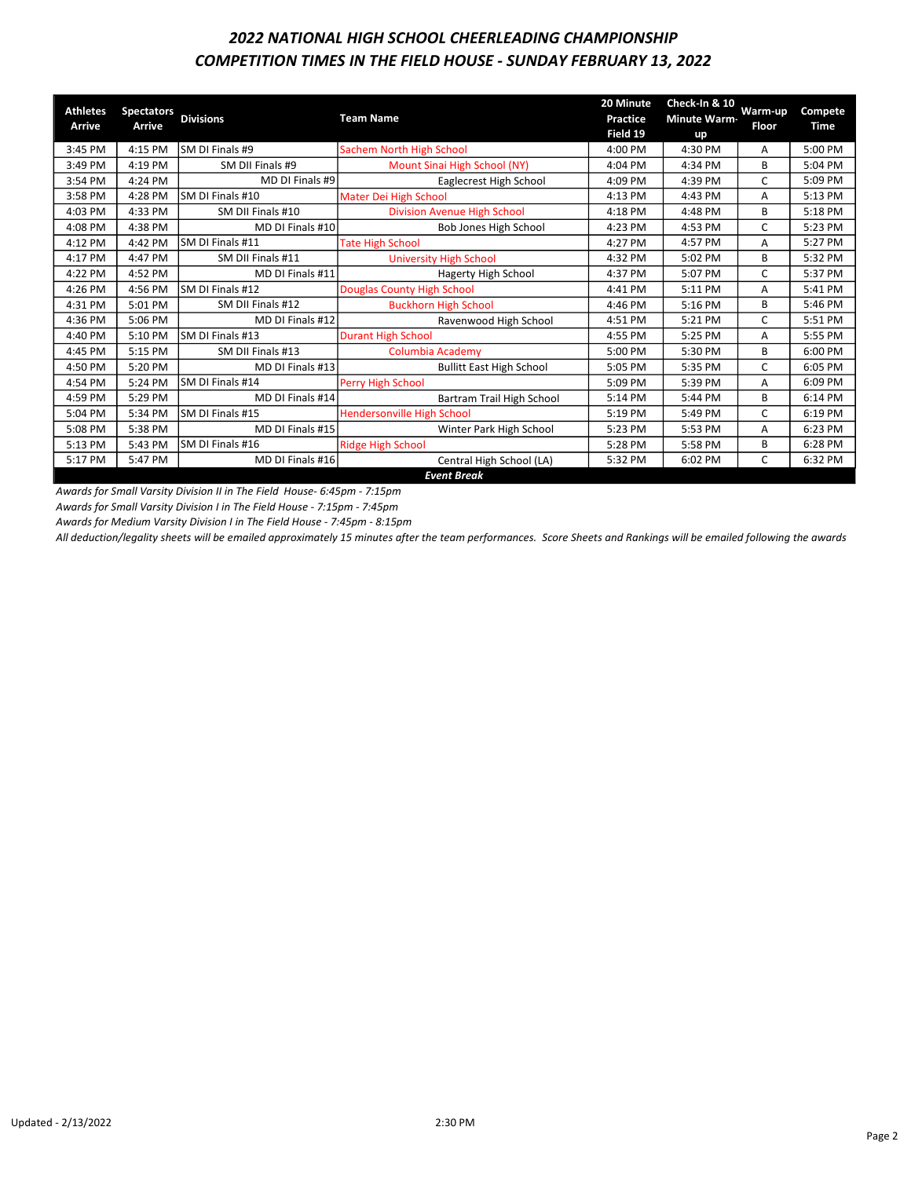## *2022 NATIONAL HIGH SCHOOL CHEERLEADING CHAMPIONSHIP*
## *COMPETITION TIMES IN THE FIELD HOUSE - SUNDAY FEBRUARY 13, 2022*

| Athletes Arrive | Spectators Arrive | Divisions | Team Name | 20 Minute Practice Field 19 | Check-In & 10 Minute Warm-up | Warm-up Floor | Compete Time |
|---|---|---|---|---|---|---|---|
| 3:45 PM | 4:15 PM | SM DI Finals #9 | Sachem North High School | 4:00 PM | 4:30 PM | A | 5:00 PM |
| 3:49 PM | 4:19 PM | SM DII Finals #9 | Mount Sinai High School (NY) | 4:04 PM | 4:34 PM | B | 5:04 PM |
| 3:54 PM | 4:24 PM | MD DI Finals #9 | Eaglecrest High School | 4:09 PM | 4:39 PM | C | 5:09 PM |
| 3:58 PM | 4:28 PM | SM DI Finals #10 | Mater Dei High School | 4:13 PM | 4:43 PM | A | 5:13 PM |
| 4:03 PM | 4:33 PM | SM DII Finals #10 | Division Avenue High School | 4:18 PM | 4:48 PM | B | 5:18 PM |
| 4:08 PM | 4:38 PM | MD DI Finals #10 | Bob Jones High School | 4:23 PM | 4:53 PM | C | 5:23 PM |
| 4:12 PM | 4:42 PM | SM DI Finals #11 | Tate High School | 4:27 PM | 4:57 PM | A | 5:27 PM |
| 4:17 PM | 4:47 PM | SM DII Finals #11 | University High School | 4:32 PM | 5:02 PM | B | 5:32 PM |
| 4:22 PM | 4:52 PM | MD DI Finals #11 | Hagerty High School | 4:37 PM | 5:07 PM | C | 5:37 PM |
| 4:26 PM | 4:56 PM | SM DI Finals #12 | Douglas County High School | 4:41 PM | 5:11 PM | A | 5:41 PM |
| 4:31 PM | 5:01 PM | SM DII Finals #12 | Buckhorn High School | 4:46 PM | 5:16 PM | B | 5:46 PM |
| 4:36 PM | 5:06 PM | MD DI Finals #12 | Ravenwood High School | 4:51 PM | 5:21 PM | C | 5:51 PM |
| 4:40 PM | 5:10 PM | SM DI Finals #13 | Durant High School | 4:55 PM | 5:25 PM | A | 5:55 PM |
| 4:45 PM | 5:15 PM | SM DII Finals #13 | Columbia Academy | 5:00 PM | 5:30 PM | B | 6:00 PM |
| 4:50 PM | 5:20 PM | MD DI Finals #13 | Bullitt East High School | 5:05 PM | 5:35 PM | C | 6:05 PM |
| 4:54 PM | 5:24 PM | SM DI Finals #14 | Perry High School | 5:09 PM | 5:39 PM | A | 6:09 PM |
| 4:59 PM | 5:29 PM | MD DI Finals #14 | Bartram Trail High School | 5:14 PM | 5:44 PM | B | 6:14 PM |
| 5:04 PM | 5:34 PM | SM DI Finals #15 | Hendersonville High School | 5:19 PM | 5:49 PM | C | 6:19 PM |
| 5:08 PM | 5:38 PM | MD DI Finals #15 | Winter Park High School | 5:23 PM | 5:53 PM | A | 6:23 PM |
| 5:13 PM | 5:43 PM | SM DI Finals #16 | Ridge High School | 5:28 PM | 5:58 PM | B | 6:28 PM |
| 5:17 PM | 5:47 PM | MD DI Finals #16 | Central High School (LA) | 5:32 PM | 6:02 PM | C | 6:32 PM |
| | | | ***Event Break*** | | | | |

*Awards for Small Varsity Division II in The Field House- 6:45pm - 7:15pm*

*Awards for Small Varsity Division I in The Field House - 7:15pm - 7:45pm*

*Awards for Medium Varsity Division I in The Field House - 7:45pm - 8:15pm*

*All deduction/legality sheets will be emailed approximately 15 minutes after the team performances. Score Sheets and Rankings will be emailed following the awards*

Updated - 2/13/2022 2:30 PM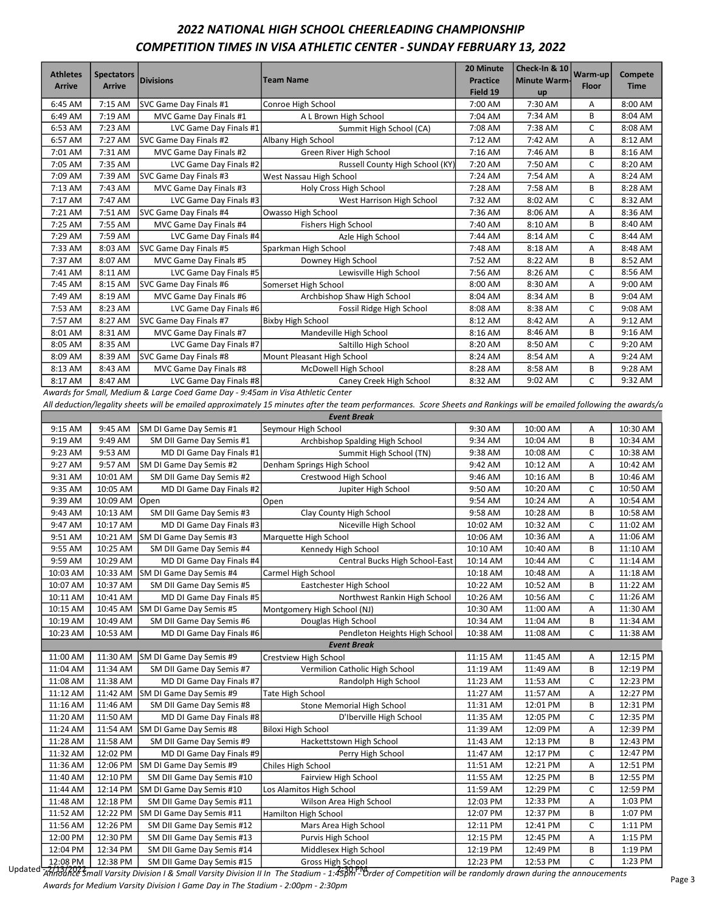## 2022 NATIONAL HIGH SCHOOL CHEERLEADING CHAMPIONSHIP

## COMPETITION TIMES IN VISA ATHLETIC CENTER - SUNDAY FEBRUARY 13, 2022

| Athletes Arrive | Spectators Arrive | Divisions | Team Name | 20 Minute Practice Field 19 | Check-In & 10 Minute Warm-up | Warm-up Floor | Compete Time |
|---|---|---|---|---|---|---|---|
| 6:45 AM | 7:15 AM | SVC Game Day Finals #1 | Conroe High School | 7:00 AM | 7:30 AM | A | 8:00 AM |
| 6:49 AM | 7:19 AM | MVC Game Day Finals #1 | A L Brown High School | 7:04 AM | 7:34 AM | B | 8:04 AM |
| 6:53 AM | 7:23 AM | LVC Game Day Finals #1 | Summit High School (CA) | 7:08 AM | 7:38 AM | C | 8:08 AM |
| 6:57 AM | 7:27 AM | SVC Game Day Finals #2 | Albany High School | 7:12 AM | 7:42 AM | A | 8:12 AM |
| 7:01 AM | 7:31 AM | MVC Game Day Finals #2 | Green River High School | 7:16 AM | 7:46 AM | B | 8:16 AM |
| 7:05 AM | 7:35 AM | LVC Game Day Finals #2 | Russell County High School (KY) | 7:20 AM | 7:50 AM | C | 8:20 AM |
| 7:09 AM | 7:39 AM | SVC Game Day Finals #3 | West Nassau High School | 7:24 AM | 7:54 AM | A | 8:24 AM |
| 7:13 AM | 7:43 AM | MVC Game Day Finals #3 | Holy Cross High School | 7:28 AM | 7:58 AM | B | 8:28 AM |
| 7:17 AM | 7:47 AM | LVC Game Day Finals #3 | West Harrison High School | 7:32 AM | 8:02 AM | C | 8:32 AM |
| 7:21 AM | 7:51 AM | SVC Game Day Finals #4 | Owasso High School | 7:36 AM | 8:06 AM | A | 8:36 AM |
| 7:25 AM | 7:55 AM | MVC Game Day Finals #4 | Fishers High School | 7:40 AM | 8:10 AM | B | 8:40 AM |
| 7:29 AM | 7:59 AM | LVC Game Day Finals #4 | Azle High School | 7:44 AM | 8:14 AM | C | 8:44 AM |
| 7:33 AM | 8:03 AM | SVC Game Day Finals #5 | Sparkman High School | 7:48 AM | 8:18 AM | A | 8:48 AM |
| 7:37 AM | 8:07 AM | MVC Game Day Finals #5 | Downey High School | 7:52 AM | 8:22 AM | B | 8:52 AM |
| 7:41 AM | 8:11 AM | LVC Game Day Finals #5 | Lewisville High School | 7:56 AM | 8:26 AM | C | 8:56 AM |
| 7:45 AM | 8:15 AM | SVC Game Day Finals #6 | Somerset High School | 8:00 AM | 8:30 AM | A | 9:00 AM |
| 7:49 AM | 8:19 AM | MVC Game Day Finals #6 | Archbishop Shaw High School | 8:04 AM | 8:34 AM | B | 9:04 AM |
| 7:53 AM | 8:23 AM | LVC Game Day Finals #6 | Fossil Ridge High School | 8:08 AM | 8:38 AM | C | 9:08 AM |
| 7:57 AM | 8:27 AM | SVC Game Day Finals #7 | Bixby High School | 8:12 AM | 8:42 AM | A | 9:12 AM |
| 8:01 AM | 8:31 AM | MVC Game Day Finals #7 | Mandeville High School | 8:16 AM | 8:46 AM | B | 9:16 AM |
| 8:05 AM | 8:35 AM | LVC Game Day Finals #7 | Saltillo High School | 8:20 AM | 8:50 AM | C | 9:20 AM |
| 8:09 AM | 8:39 AM | SVC Game Day Finals #8 | Mount Pleasant High School | 8:24 AM | 8:54 AM | A | 9:24 AM |
| 8:13 AM | 8:43 AM | MVC Game Day Finals #8 | McDowell High School | 8:28 AM | 8:58 AM | B | 9:28 AM |
| 8:17 AM | 8:47 AM | LVC Game Day Finals #8 | Caney Creek High School | 8:32 AM | 9:02 AM | C | 9:32 AM |

*Awards for Small, Medium & Large Coed Game Day - 9:45am in Visa Athletic Center*

*All deduction/legality sheets will be emailed approximately 15 minutes after the team performances. Score Sheets and Rankings will be emailed following the awards/a*

| Athletes Arrive | Spectators Arrive | Divisions | Team Name | 20 Minute Practice Field 19 | Check-In & 10 Minute Warm-up | Warm-up Floor | Compete Time |
|---|---|---|---|---|---|---|---|
| | | | ***Event Break*** | | | | |
| 9:15 AM | 9:45 AM | SM DI Game Day Semis #1 | Seymour High School | 9:30 AM | 10:00 AM | A | 10:30 AM |
| 9:19 AM | 9:49 AM | SM DII Game Day Semis #1 | Archbishop Spalding High School | 9:34 AM | 10:04 AM | B | 10:34 AM |
| 9:23 AM | 9:53 AM | MD DI Game Day Finals #1 | Summit High School (TN) | 9:38 AM | 10:08 AM | C | 10:38 AM |
| 9:27 AM | 9:57 AM | SM DI Game Day Semis #2 | Denham Springs High School | 9:42 AM | 10:12 AM | A | 10:42 AM |
| 9:31 AM | 10:01 AM | SM DII Game Day Semis #2 | Crestwood High School | 9:46 AM | 10:16 AM | B | 10:46 AM |
| 9:35 AM | 10:05 AM | MD DI Game Day Finals #2 | Jupiter High School | 9:50 AM | 10:20 AM | C | 10:50 AM |
| 9:39 AM | 10:09 AM | Open | Open | 9:54 AM | 10:24 AM | A | 10:54 AM |
| 9:43 AM | 10:13 AM | SM DII Game Day Semis #3 | Clay County High School | 9:58 AM | 10:28 AM | B | 10:58 AM |
| 9:47 AM | 10:17 AM | MD DI Game Day Finals #3 | Niceville High School | 10:02 AM | 10:32 AM | C | 11:02 AM |
| 9:51 AM | 10:21 AM | SM DI Game Day Semis #3 | Marquette High School | 10:06 AM | 10:36 AM | A | 11:06 AM |
| 9:55 AM | 10:25 AM | SM DII Game Day Semis #4 | Kennedy High School | 10:10 AM | 10:40 AM | B | 11:10 AM |
| 9:59 AM | 10:29 AM | MD DI Game Day Finals #4 | Central Bucks High School-East | 10:14 AM | 10:44 AM | C | 11:14 AM |
| 10:03 AM | 10:33 AM | SM DI Game Day Semis #4 | Carmel High School | 10:18 AM | 10:48 AM | A | 11:18 AM |
| 10:07 AM | 10:37 AM | SM DII Game Day Semis #5 | Eastchester High School | 10:22 AM | 10:52 AM | B | 11:22 AM |
| 10:11 AM | 10:41 AM | MD DI Game Day Finals #5 | Northwest Rankin High School | 10:26 AM | 10:56 AM | C | 11:26 AM |
| 10:15 AM | 10:45 AM | SM DI Game Day Semis #5 | Montgomery High School (NJ) | 10:30 AM | 11:00 AM | A | 11:30 AM |
| 10:19 AM | 10:49 AM | SM DII Game Day Semis #6 | Douglas High School | 10:34 AM | 11:04 AM | B | 11:34 AM |
| 10:23 AM | 10:53 AM | MD DI Game Day Finals #6 | Pendleton Heights High School | 10:38 AM | 11:08 AM | C | 11:38 AM |
| | | | ***Event Break*** | | | | |
| 11:00 AM | 11:30 AM | SM DI Game Day Semis #9 | Crestview High School | 11:15 AM | 11:45 AM | A | 12:15 PM |
| 11:04 AM | 11:34 AM | SM DII Game Day Semis #7 | Vermilion Catholic High School | 11:19 AM | 11:49 AM | B | 12:19 PM |
| 11:08 AM | 11:38 AM | MD DI Game Day Finals #7 | Randolph High School | 11:23 AM | 11:53 AM | C | 12:23 PM |
| 11:12 AM | 11:42 AM | SM DI Game Day Semis #9 | Tate High School | 11:27 AM | 11:57 AM | A | 12:27 PM |
| 11:16 AM | 11:46 AM | SM DII Game Day Semis #8 | Stone Memorial High School | 11:31 AM | 12:01 PM | B | 12:31 PM |
| 11:20 AM | 11:50 AM | MD DI Game Day Finals #8 | D'Iberville High School | 11:35 AM | 12:05 PM | C | 12:35 PM |
| 11:24 AM | 11:54 AM | SM DI Game Day Semis #8 | Biloxi High School | 11:39 AM | 12:09 PM | A | 12:39 PM |
| 11:28 AM | 11:58 AM | SM DII Game Day Semis #9 | Hackettstown High School | 11:43 AM | 12:13 PM | B | 12:43 PM |
| 11:32 AM | 12:02 PM | MD DI Game Day Finals #9 | Perry High School | 11:47 AM | 12:17 PM | C | 12:47 PM |
| 11:36 AM | 12:06 PM | SM DI Game Day Semis #9 | Chiles High School | 11:51 AM | 12:21 PM | A | 12:51 PM |
| 11:40 AM | 12:10 PM | SM DII Game Day Semis #10 | Fairview High School | 11:55 AM | 12:25 PM | B | 12:55 PM |
| 11:44 AM | 12:14 PM | SM DI Game Day Semis #10 | Los Alamitos High School | 11:59 AM | 12:29 PM | C | 12:59 PM |
| 11:48 AM | 12:18 PM | SM DII Game Day Semis #11 | Wilson Area High School | 12:03 PM | 12:33 PM | A | 1:03 PM |
| 11:52 AM | 12:22 PM | SM DI Game Day Semis #11 | Hamilton High School | 12:07 PM | 12:37 PM | B | 1:07 PM |
| 11:56 AM | 12:26 PM | SM DII Game Day Semis #12 | Mars Area High School | 12:11 PM | 12:41 PM | C | 1:11 PM |
| 12:00 PM | 12:30 PM | SM DII Game Day Semis #13 | Purvis High School | 12:15 PM | 12:45 PM | A | 1:15 PM |
| 12:04 PM | 12:34 PM | SM DII Game Day Semis #14 | Middlesex High School | 12:19 PM | 12:49 PM | B | 1:19 PM |
| 12:08 PM | 12:38 PM | SM DII Game Day Semis #15 | Gross High School | 12:23 PM | 12:53 PM | C | 1:23 PM |

*Announce Small Varsity Division I & Small Varsity Division II In The Stadium - 1:45pm - Order of Competition will be randomly drawn during the annoucements*

*Awards for Medium Varsity Division I Game Day in The Stadium - 2:00pm - 2:30pm*

Updated 2/13/2022 2:30 PM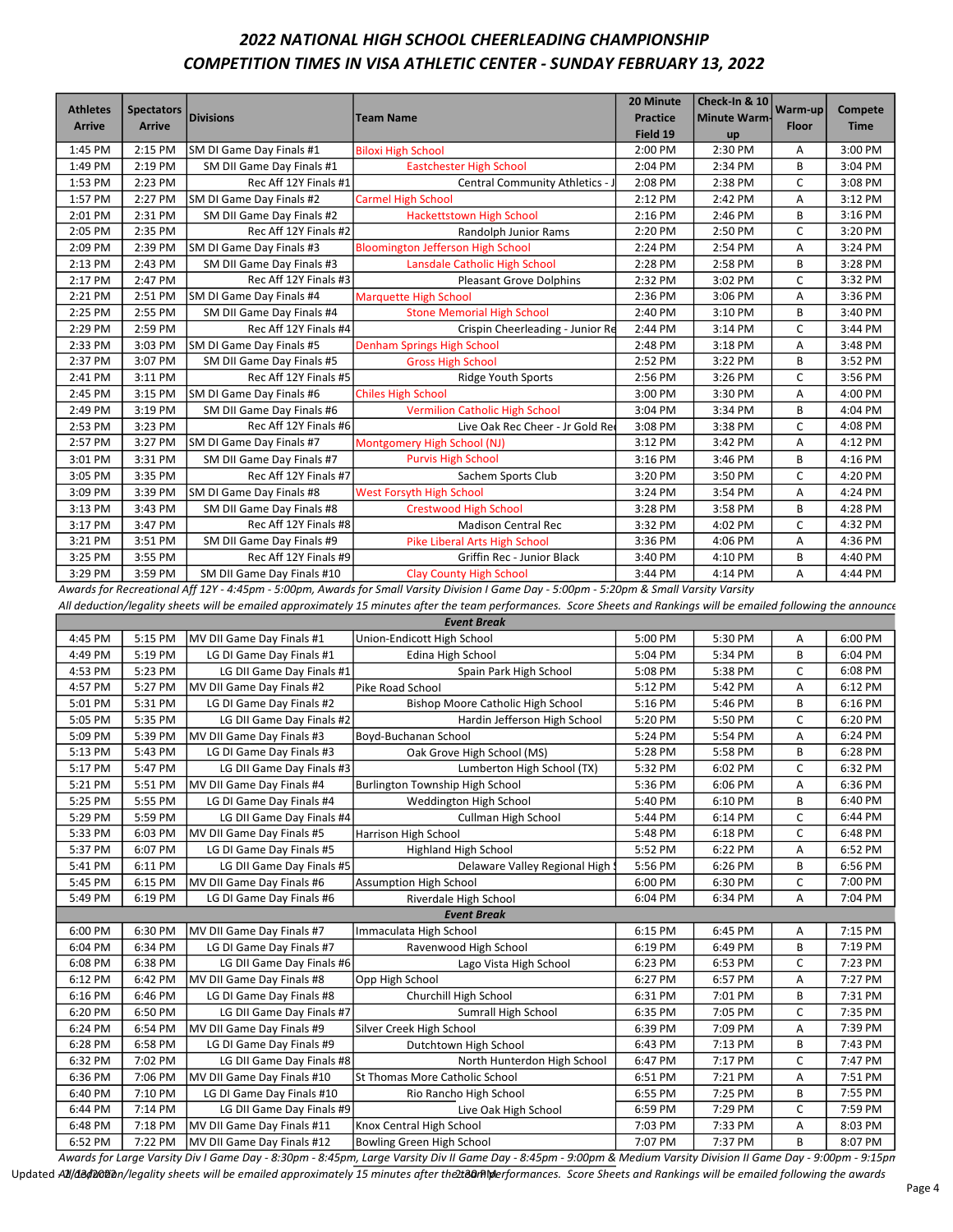# 2022 NATIONAL HIGH SCHOOL CHEERLEADING CHAMPIONSHIP

## COMPETITION TIMES IN VISA ATHLETIC CENTER - SUNDAY FEBRUARY 13, 2022

| Athletes Arrive | Spectators Arrive | Divisions | Team Name | 20 Minute Practice Field 19 | Check-In & 10 Minute Warm-up | Warm-up Floor | Compete Time |
|---|---|---|---|---|---|---|---|
| 1:45 PM | 2:15 PM | SM DI Game Day Finals #1 | Biloxi High School | 2:00 PM | 2:30 PM | A | 3:00 PM |
| 1:49 PM | 2:19 PM | SM DII Game Day Finals #1 | Eastchester High School | 2:04 PM | 2:34 PM | B | 3:04 PM |
| 1:53 PM | 2:23 PM | Rec Aff 12Y Finals #1 | Central Community Athletics - J | 2:08 PM | 2:38 PM | C | 3:08 PM |
| 1:57 PM | 2:27 PM | SM DI Game Day Finals #2 | Carmel High School | 2:12 PM | 2:42 PM | A | 3:12 PM |
| 2:01 PM | 2:31 PM | SM DII Game Day Finals #2 | Hackettstown High School | 2:16 PM | 2:46 PM | B | 3:16 PM |
| 2:05 PM | 2:35 PM | Rec Aff 12Y Finals #2 | Randolph Junior Rams | 2:20 PM | 2:50 PM | C | 3:20 PM |
| 2:09 PM | 2:39 PM | SM DI Game Day Finals #3 | Bloomington Jefferson High School | 2:24 PM | 2:54 PM | A | 3:24 PM |
| 2:13 PM | 2:43 PM | SM DII Game Day Finals #3 | Lansdale Catholic High School | 2:28 PM | 2:58 PM | B | 3:28 PM |
| 2:17 PM | 2:47 PM | Rec Aff 12Y Finals #3 | Pleasant Grove Dolphins | 2:32 PM | 3:02 PM | C | 3:32 PM |
| 2:21 PM | 2:51 PM | SM DI Game Day Finals #4 | Marquette High School | 2:36 PM | 3:06 PM | A | 3:36 PM |
| 2:25 PM | 2:55 PM | SM DII Game Day Finals #4 | Stone Memorial High School | 2:40 PM | 3:10 PM | B | 3:40 PM |
| 2:29 PM | 2:59 PM | Rec Aff 12Y Finals #4 | Crispin Cheerleading - Junior Re | 2:44 PM | 3:14 PM | C | 3:44 PM |
| 2:33 PM | 3:03 PM | SM DI Game Day Finals #5 | Denham Springs High School | 2:48 PM | 3:18 PM | A | 3:48 PM |
| 2:37 PM | 3:07 PM | SM DII Game Day Finals #5 | Gross High School | 2:52 PM | 3:22 PM | B | 3:52 PM |
| 2:41 PM | 3:11 PM | Rec Aff 12Y Finals #5 | Ridge Youth Sports | 2:56 PM | 3:26 PM | C | 3:56 PM |
| 2:45 PM | 3:15 PM | SM DI Game Day Finals #6 | Chiles High School | 3:00 PM | 3:30 PM | A | 4:00 PM |
| 2:49 PM | 3:19 PM | SM DII Game Day Finals #6 | Vermilion Catholic High School | 3:04 PM | 3:34 PM | B | 4:04 PM |
| 2:53 PM | 3:23 PM | Rec Aff 12Y Finals #6 | Live Oak Rec Cheer - Jr Gold Re | 3:08 PM | 3:38 PM | C | 4:08 PM |
| 2:57 PM | 3:27 PM | SM DI Game Day Finals #7 | Montgomery High School (NJ) | 3:12 PM | 3:42 PM | A | 4:12 PM |
| 3:01 PM | 3:31 PM | SM DII Game Day Finals #7 | Purvis High School | 3:16 PM | 3:46 PM | B | 4:16 PM |
| 3:05 PM | 3:35 PM | Rec Aff 12Y Finals #7 | Sachem Sports Club | 3:20 PM | 3:50 PM | C | 4:20 PM |
| 3:09 PM | 3:39 PM | SM DI Game Day Finals #8 | West Forsyth High School | 3:24 PM | 3:54 PM | A | 4:24 PM |
| 3:13 PM | 3:43 PM | SM DII Game Day Finals #8 | Crestwood High School | 3:28 PM | 3:58 PM | B | 4:28 PM |
| 3:17 PM | 3:47 PM | Rec Aff 12Y Finals #8 | Madison Central Rec | 3:32 PM | 4:02 PM | C | 4:32 PM |
| 3:21 PM | 3:51 PM | SM DII Game Day Finals #9 | Pike Liberal Arts High School | 3:36 PM | 4:06 PM | A | 4:36 PM |
| 3:25 PM | 3:55 PM | Rec Aff 12Y Finals #9 | Griffin Rec - Junior Black | 3:40 PM | 4:10 PM | B | 4:40 PM |
| 3:29 PM | 3:59 PM | SM DII Game Day Finals #10 | Clay County High School | 3:44 PM | 4:14 PM | A | 4:44 PM |
| *Awards for Recreational Aff 12Y - 4:45pm - 5:00pm, Awards for Small Varsity Division I Game Day - 5:00pm - 5:20pm & Small Varsity* | | | | | | | |
| *All deduction/legality sheets will be emailed approximately 15 minutes after the team performances. Score Sheets and Rankings will be emailed following the announce* | | | | | | | |
| ***Event Break*** | | | | | | | |
| 4:45 PM | 5:15 PM | MV DII Game Day Finals #1 | Union-Endicott High School | 5:00 PM | 5:30 PM | A | 6:00 PM |
| 4:49 PM | 5:19 PM | LG DI Game Day Finals #1 | Edina High School | 5:04 PM | 5:34 PM | B | 6:04 PM |
| 4:53 PM | 5:23 PM | LG DII Game Day Finals #1 | Spain Park High School | 5:08 PM | 5:38 PM | C | 6:08 PM |
| 4:57 PM | 5:27 PM | MV DII Game Day Finals #2 | Pike Road School | 5:12 PM | 5:42 PM | A | 6:12 PM |
| 5:01 PM | 5:31 PM | LG DI Game Day Finals #2 | Bishop Moore Catholic High School | 5:16 PM | 5:46 PM | B | 6:16 PM |
| 5:05 PM | 5:35 PM | LG DII Game Day Finals #2 | Hardin Jefferson High School | 5:20 PM | 5:50 PM | C | 6:20 PM |
| 5:09 PM | 5:39 PM | MV DII Game Day Finals #3 | Boyd-Buchanan School | 5:24 PM | 5:54 PM | A | 6:24 PM |
| 5:13 PM | 5:43 PM | LG DI Game Day Finals #3 | Oak Grove High School (MS) | 5:28 PM | 5:58 PM | B | 6:28 PM |
| 5:17 PM | 5:47 PM | LG DII Game Day Finals #3 | Lumberton High School (TX) | 5:32 PM | 6:02 PM | C | 6:32 PM |
| 5:21 PM | 5:51 PM | MV DII Game Day Finals #4 | Burlington Township High School | 5:36 PM | 6:06 PM | A | 6:36 PM |
| 5:25 PM | 5:55 PM | LG DI Game Day Finals #4 | Weddington High School | 5:40 PM | 6:10 PM | B | 6:40 PM |
| 5:29 PM | 5:59 PM | LG DII Game Day Finals #4 | Cullman High School | 5:44 PM | 6:14 PM | C | 6:44 PM |
| 5:33 PM | 6:03 PM | MV DII Game Day Finals #5 | Harrison High School | 5:48 PM | 6:18 PM | C | 6:48 PM |
| 5:37 PM | 6:07 PM | LG DI Game Day Finals #5 | Highland High School | 5:52 PM | 6:22 PM | A | 6:52 PM |
| 5:41 PM | 6:11 PM | LG DII Game Day Finals #5 | Delaware Valley Regional High S | 5:56 PM | 6:26 PM | B | 6:56 PM |
| 5:45 PM | 6:15 PM | MV DII Game Day Finals #6 | Assumption High School | 6:00 PM | 6:30 PM | C | 7:00 PM |
| 5:49 PM | 6:19 PM | LG DI Game Day Finals #6 | Riverdale High School | 6:04 PM | 6:34 PM | A | 7:04 PM |
| ***Event Break*** | | | | | | | |
| 6:00 PM | 6:30 PM | MV DII Game Day Finals #7 | Immaculata High School | 6:15 PM | 6:45 PM | A | 7:15 PM |
| 6:04 PM | 6:34 PM | LG DI Game Day Finals #7 | Ravenwood High School | 6:19 PM | 6:49 PM | B | 7:19 PM |
| 6:08 PM | 6:38 PM | LG DII Game Day Finals #6 | Lago Vista High School | 6:23 PM | 6:53 PM | C | 7:23 PM |
| 6:12 PM | 6:42 PM | MV DII Game Day Finals #8 | Opp High School | 6:27 PM | 6:57 PM | A | 7:27 PM |
| 6:16 PM | 6:46 PM | LG DI Game Day Finals #8 | Churchill High School | 6:31 PM | 7:01 PM | B | 7:31 PM |
| 6:20 PM | 6:50 PM | LG DII Game Day Finals #7 | Sumrall High School | 6:35 PM | 7:05 PM | C | 7:35 PM |
| 6:24 PM | 6:54 PM | MV DII Game Day Finals #9 | Silver Creek High School | 6:39 PM | 7:09 PM | A | 7:39 PM |
| 6:28 PM | 6:58 PM | LG DI Game Day Finals #9 | Dutchtown High School | 6:43 PM | 7:13 PM | B | 7:43 PM |
| 6:32 PM | 7:02 PM | LG DII Game Day Finals #8 | North Hunterdon High School | 6:47 PM | 7:17 PM | C | 7:47 PM |
| 6:36 PM | 7:06 PM | MV DII Game Day Finals #10 | St Thomas More Catholic School | 6:51 PM | 7:21 PM | A | 7:51 PM |
| 6:40 PM | 7:10 PM | LG DI Game Day Finals #10 | Rio Rancho High School | 6:55 PM | 7:25 PM | B | 7:55 PM |
| 6:44 PM | 7:14 PM | LG DII Game Day Finals #9 | Live Oak High School | 6:59 PM | 7:29 PM | C | 7:59 PM |
| 6:48 PM | 7:18 PM | MV DII Game Day Finals #11 | Knox Central High School | 7:03 PM | 7:33 PM | A | 8:03 PM |
| 6:52 PM | 7:22 PM | MV DII Game Day Finals #12 | Bowling Green High School | 7:07 PM | 7:37 PM | B | 8:07 PM |

*Awards for Large Varsity Div I Game Day - 8:30pm - 8:45pm, Large Varsity Div II Game Day - 8:45pm - 9:00pm & Medium Varsity Division II Game Day - 9:00pm - 9:15pm*

*All deduction/legality sheets will be emailed approximately 15 minutes after the team performances. Score Sheets and Rankings will be emailed following the awards*

Updated 2/13/2022 2:30 PM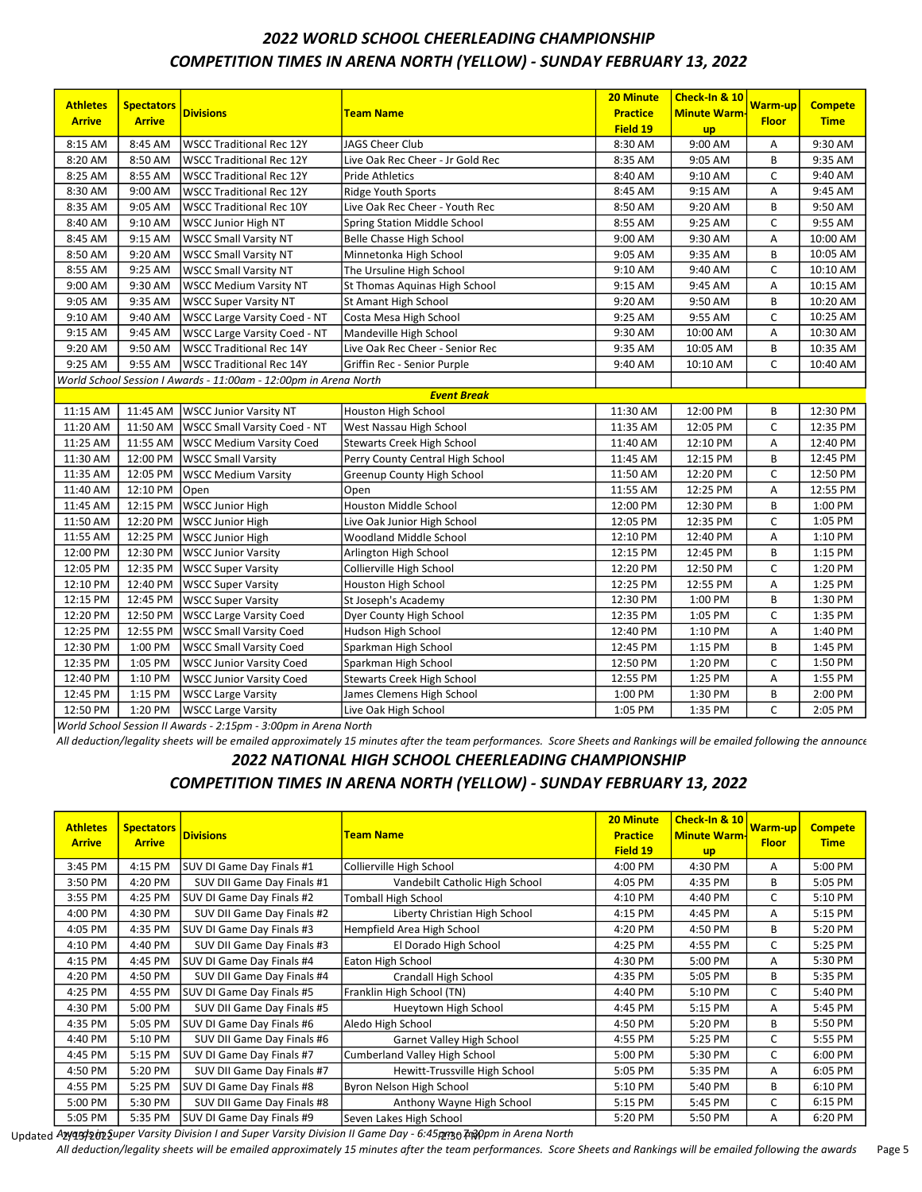## *2022 WORLD SCHOOL CHEERLEADING CHAMPIONSHIP*

## *COMPETITION TIMES IN ARENA NORTH (YELLOW) - SUNDAY FEBRUARY 13, 2022*

| Athletes Arrive | Spectators Arrive | Divisions | Team Name | 20 Minute Practice Field 19 | Check-In & 10 Minute Warm-up | Warm-up Floor | Compete Time |
|---|---|---|---|---|---|---|---|
| 8:15 AM | 8:45 AM | WSCC Traditional Rec 12Y | JAGS Cheer Club | 8:30 AM | 9:00 AM | A | 9:30 AM |
| 8:20 AM | 8:50 AM | WSCC Traditional Rec 12Y | Live Oak Rec Cheer - Jr Gold Rec | 8:35 AM | 9:05 AM | B | 9:35 AM |
| 8:25 AM | 8:55 AM | WSCC Traditional Rec 12Y | Pride Athletics | 8:40 AM | 9:10 AM | C | 9:40 AM |
| 8:30 AM | 9:00 AM | WSCC Traditional Rec 12Y | Ridge Youth Sports | 8:45 AM | 9:15 AM | A | 9:45 AM |
| 8:35 AM | 9:05 AM | WSCC Traditional Rec 10Y | Live Oak Rec Cheer - Youth Rec | 8:50 AM | 9:20 AM | B | 9:50 AM |
| 8:40 AM | 9:10 AM | WSCC Junior High NT | Spring Station Middle School | 8:55 AM | 9:25 AM | C | 9:55 AM |
| 8:45 AM | 9:15 AM | WSCC Small Varsity NT | Belle Chasse High School | 9:00 AM | 9:30 AM | A | 10:00 AM |
| 8:50 AM | 9:20 AM | WSCC Small Varsity NT | Minnetonka High School | 9:05 AM | 9:35 AM | B | 10:05 AM |
| 8:55 AM | 9:25 AM | WSCC Small Varsity NT | The Ursuline High School | 9:10 AM | 9:40 AM | C | 10:10 AM |
| 9:00 AM | 9:30 AM | WSCC Medium Varsity NT | St Thomas Aquinas High School | 9:15 AM | 9:45 AM | A | 10:15 AM |
| 9:05 AM | 9:35 AM | WSCC Super Varsity NT | St Amant High School | 9:20 AM | 9:50 AM | B | 10:20 AM |
| 9:10 AM | 9:40 AM | WSCC Large Varsity Coed - NT | Costa Mesa High School | 9:25 AM | 9:55 AM | C | 10:25 AM |
| 9:15 AM | 9:45 AM | WSCC Large Varsity Coed - NT | Mandeville High School | 9:30 AM | 10:00 AM | A | 10:30 AM |
| 9:20 AM | 9:50 AM | WSCC Traditional Rec 14Y | Live Oak Rec Cheer - Senior Rec | 9:35 AM | 10:05 AM | B | 10:35 AM |
| 9:25 AM | 9:55 AM | WSCC Traditional Rec 14Y | Griffin Rec - Senior Purple | 9:40 AM | 10:10 AM | C | 10:40 AM |
| *World School Session I Awards - 11:00am - 12:00pm in Arena North* | | | | | | | |
| | | | ***Event Break*** | | | | |
| 11:15 AM | 11:45 AM | WSCC Junior Varsity NT | Houston High School | 11:30 AM | 12:00 PM | B | 12:30 PM |
| 11:20 AM | 11:50 AM | WSCC Small Varsity Coed - NT | West Nassau High School | 11:35 AM | 12:05 PM | C | 12:35 PM |
| 11:25 AM | 11:55 AM | WSCC Medium Varsity Coed | Stewarts Creek High School | 11:40 AM | 12:10 PM | A | 12:40 PM |
| 11:30 AM | 12:00 PM | WSCC Small Varsity | Perry County Central High School | 11:45 AM | 12:15 PM | B | 12:45 PM |
| 11:35 AM | 12:05 PM | WSCC Medium Varsity | Greenup County High School | 11:50 AM | 12:20 PM | C | 12:50 PM |
| 11:40 AM | 12:10 PM | Open | Open | 11:55 AM | 12:25 PM | A | 12:55 PM |
| 11:45 AM | 12:15 PM | WSCC Junior High | Houston Middle School | 12:00 PM | 12:30 PM | B | 1:00 PM |
| 11:50 AM | 12:20 PM | WSCC Junior High | Live Oak Junior High School | 12:05 PM | 12:35 PM | C | 1:05 PM |
| 11:55 AM | 12:25 PM | WSCC Junior High | Woodland Middle School | 12:10 PM | 12:40 PM | A | 1:10 PM |
| 12:00 PM | 12:30 PM | WSCC Junior Varsity | Arlington High School | 12:15 PM | 12:45 PM | B | 1:15 PM |
| 12:05 PM | 12:35 PM | WSCC Super Varsity | Collierville High School | 12:20 PM | 12:50 PM | C | 1:20 PM |
| 12:10 PM | 12:40 PM | WSCC Super Varsity | Houston High School | 12:25 PM | 12:55 PM | A | 1:25 PM |
| 12:15 PM | 12:45 PM | WSCC Super Varsity | St Joseph's Academy | 12:30 PM | 1:00 PM | B | 1:30 PM |
| 12:20 PM | 12:50 PM | WSCC Large Varsity Coed | Dyer County High School | 12:35 PM | 1:05 PM | C | 1:35 PM |
| 12:25 PM | 12:55 PM | WSCC Small Varsity Coed | Hudson High School | 12:40 PM | 1:10 PM | A | 1:40 PM |
| 12:30 PM | 1:00 PM | WSCC Small Varsity Coed | Sparkman High School | 12:45 PM | 1:15 PM | B | 1:45 PM |
| 12:35 PM | 1:05 PM | WSCC Junior Varsity Coed | Sparkman High School | 12:50 PM | 1:20 PM | C | 1:50 PM |
| 12:40 PM | 1:10 PM | WSCC Junior Varsity Coed | Stewarts Creek High School | 12:55 PM | 1:25 PM | A | 1:55 PM |
| 12:45 PM | 1:15 PM | WSCC Large Varsity | James Clemens High School | 1:00 PM | 1:30 PM | B | 2:00 PM |
| 12:50 PM | 1:20 PM | WSCC Large Varsity | Live Oak High School | 1:05 PM | 1:35 PM | C | 2:05 PM |

*World School Session II Awards - 2:15pm - 3:00pm in Arena North*

*All deduction/legality sheets will be emailed approximately 15 minutes after the team performances. Score Sheets and Rankings will be emailed following the announce*

## *2022 NATIONAL HIGH SCHOOL CHEERLEADING CHAMPIONSHIP*

## *COMPETITION TIMES IN ARENA NORTH (YELLOW) - SUNDAY FEBRUARY 13, 2022*

| Athletes Arrive | Spectators Arrive | Divisions | Team Name | 20 Minute Practice Field 19 | Check-In & 10 Minute Warm-up | Warm-up Floor | Compete Time |
|---|---|---|---|---|---|---|---|
| 3:45 PM | 4:15 PM | SUV DI Game Day Finals #1 | Collierville High School | 4:00 PM | 4:30 PM | A | 5:00 PM |
| 3:50 PM | 4:20 PM | SUV DII Game Day Finals #1 | Vandebilt Catholic High School | 4:05 PM | 4:35 PM | B | 5:05 PM |
| 3:55 PM | 4:25 PM | SUV DI Game Day Finals #2 | Tomball High School | 4:10 PM | 4:40 PM | C | 5:10 PM |
| 4:00 PM | 4:30 PM | SUV DII Game Day Finals #2 | Liberty Christian High School | 4:15 PM | 4:45 PM | A | 5:15 PM |
| 4:05 PM | 4:35 PM | SUV DI Game Day Finals #3 | Hempfield Area High School | 4:20 PM | 4:50 PM | B | 5:20 PM |
| 4:10 PM | 4:40 PM | SUV DII Game Day Finals #3 | El Dorado High School | 4:25 PM | 4:55 PM | C | 5:25 PM |
| 4:15 PM | 4:45 PM | SUV DI Game Day Finals #4 | Eaton High School | 4:30 PM | 5:00 PM | A | 5:30 PM |
| 4:20 PM | 4:50 PM | SUV DII Game Day Finals #4 | Crandall High School | 4:35 PM | 5:05 PM | B | 5:35 PM |
| 4:25 PM | 4:55 PM | SUV DI Game Day Finals #5 | Franklin High School (TN) | 4:40 PM | 5:10 PM | C | 5:40 PM |
| 4:30 PM | 5:00 PM | SUV DII Game Day Finals #5 | Hueytown High School | 4:45 PM | 5:15 PM | A | 5:45 PM |
| 4:35 PM | 5:05 PM | SUV DI Game Day Finals #6 | Aledo High School | 4:50 PM | 5:20 PM | B | 5:50 PM |
| 4:40 PM | 5:10 PM | SUV DII Game Day Finals #6 | Garnet Valley High School | 4:55 PM | 5:25 PM | C | 5:55 PM |
| 4:45 PM | 5:15 PM | SUV DI Game Day Finals #7 | Cumberland Valley High School | 5:00 PM | 5:30 PM | C | 6:00 PM |
| 4:50 PM | 5:20 PM | SUV DII Game Day Finals #7 | Hewitt-Trussville High School | 5:05 PM | 5:35 PM | A | 6:05 PM |
| 4:55 PM | 5:25 PM | SUV DI Game Day Finals #8 | Byron Nelson High School | 5:10 PM | 5:40 PM | B | 6:10 PM |
| 5:00 PM | 5:30 PM | SUV DII Game Day Finals #8 | Anthony Wayne High School | 5:15 PM | 5:45 PM | C | 6:15 PM |
| 5:05 PM | 5:35 PM | SUV DI Game Day Finals #9 | Seven Lakes High School | 5:20 PM | 5:50 PM | A | 6:20 PM |

*Awards in Super Varsity Division I and Super Varsity Division II Game Day - 6:45pm - 7:30pm in Arena North*

*All deduction/legality sheets will be emailed approximately 15 minutes after the team performances. Score Sheets and Rankings will be emailed following the awards*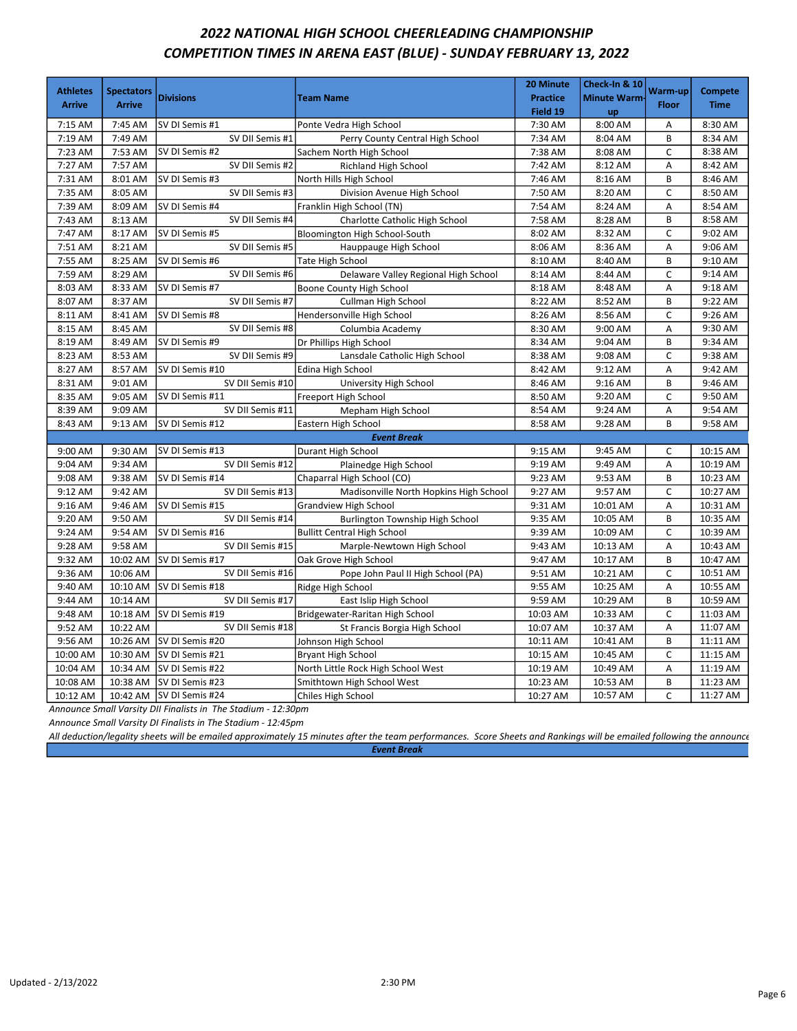## *2022 NATIONAL HIGH SCHOOL CHEERLEADING CHAMPIONSHIP*
## *COMPETITION TIMES IN ARENA EAST (BLUE) - SUNDAY FEBRUARY 13, 2022*

| Athletes Arrive | Spectators Arrive | Divisions | Team Name | 20 Minute Practice Field 19 | Check-In & 10 Minute Warm-up | Warm-up Floor | Compete Time |
|---|---|---|---|---|---|---|---|
| 7:15 AM | 7:45 AM | SV DI Semis #1 | Ponte Vedra High School | 7:30 AM | 8:00 AM | A | 8:30 AM |
| 7:19 AM | 7:49 AM | SV DII Semis #1 | Perry County Central High School | 7:34 AM | 8:04 AM | B | 8:34 AM |
| 7:23 AM | 7:53 AM | SV DI Semis #2 | Sachem North High School | 7:38 AM | 8:08 AM | C | 8:38 AM |
| 7:27 AM | 7:57 AM | SV DII Semis #2 | Richland High School | 7:42 AM | 8:12 AM | A | 8:42 AM |
| 7:31 AM | 8:01 AM | SV DI Semis #3 | North Hills High School | 7:46 AM | 8:16 AM | B | 8:46 AM |
| 7:35 AM | 8:05 AM | SV DII Semis #3 | Division Avenue High School | 7:50 AM | 8:20 AM | C | 8:50 AM |
| 7:39 AM | 8:09 AM | SV DI Semis #4 | Franklin High School (TN) | 7:54 AM | 8:24 AM | A | 8:54 AM |
| 7:43 AM | 8:13 AM | SV DII Semis #4 | Charlotte Catholic High School | 7:58 AM | 8:28 AM | B | 8:58 AM |
| 7:47 AM | 8:17 AM | SV DI Semis #5 | Bloomington High School-South | 8:02 AM | 8:32 AM | C | 9:02 AM |
| 7:51 AM | 8:21 AM | SV DII Semis #5 | Hauppauge High School | 8:06 AM | 8:36 AM | A | 9:06 AM |
| 7:55 AM | 8:25 AM | SV DI Semis #6 | Tate High School | 8:10 AM | 8:40 AM | B | 9:10 AM |
| 7:59 AM | 8:29 AM | SV DII Semis #6 | Delaware Valley Regional High School | 8:14 AM | 8:44 AM | C | 9:14 AM |
| 8:03 AM | 8:33 AM | SV DI Semis #7 | Boone County High School | 8:18 AM | 8:48 AM | A | 9:18 AM |
| 8:07 AM | 8:37 AM | SV DII Semis #7 | Cullman High School | 8:22 AM | 8:52 AM | B | 9:22 AM |
| 8:11 AM | 8:41 AM | SV DI Semis #8 | Hendersonville High School | 8:26 AM | 8:56 AM | C | 9:26 AM |
| 8:15 AM | 8:45 AM | SV DII Semis #8 | Columbia Academy | 8:30 AM | 9:00 AM | A | 9:30 AM |
| 8:19 AM | 8:49 AM | SV DI Semis #9 | Dr Phillips High School | 8:34 AM | 9:04 AM | B | 9:34 AM |
| 8:23 AM | 8:53 AM | SV DII Semis #9 | Lansdale Catholic High School | 8:38 AM | 9:08 AM | C | 9:38 AM |
| 8:27 AM | 8:57 AM | SV DI Semis #10 | Edina High School | 8:42 AM | 9:12 AM | A | 9:42 AM |
| 8:31 AM | 9:01 AM | SV DII Semis #10 | University High School | 8:46 AM | 9:16 AM | B | 9:46 AM |
| 8:35 AM | 9:05 AM | SV DI Semis #11 | Freeport High School | 8:50 AM | 9:20 AM | C | 9:50 AM |
| 8:39 AM | 9:09 AM | SV DII Semis #11 | Mepham High School | 8:54 AM | 9:24 AM | A | 9:54 AM |
| 8:43 AM | 9:13 AM | SV DI Semis #12 | Eastern High School | 8:58 AM | 9:28 AM | B | 9:58 AM |
| | | | ***Event Break*** | | | | |
| 9:00 AM | 9:30 AM | SV DI Semis #13 | Durant High School | 9:15 AM | 9:45 AM | C | 10:15 AM |
| 9:04 AM | 9:34 AM | SV DII Semis #12 | Plainedge High School | 9:19 AM | 9:49 AM | A | 10:19 AM |
| 9:08 AM | 9:38 AM | SV DI Semis #14 | Chaparral High School (CO) | 9:23 AM | 9:53 AM | B | 10:23 AM |
| 9:12 AM | 9:42 AM | SV DII Semis #13 | Madisonville North Hopkins High School | 9:27 AM | 9:57 AM | C | 10:27 AM |
| 9:16 AM | 9:46 AM | SV DI Semis #15 | Grandview High School | 9:31 AM | 10:01 AM | A | 10:31 AM |
| 9:20 AM | 9:50 AM | SV DII Semis #14 | Burlington Township High School | 9:35 AM | 10:05 AM | B | 10:35 AM |
| 9:24 AM | 9:54 AM | SV DI Semis #16 | Bullitt Central High School | 9:39 AM | 10:09 AM | C | 10:39 AM |
| 9:28 AM | 9:58 AM | SV DII Semis #15 | Marple-Newtown High School | 9:43 AM | 10:13 AM | A | 10:43 AM |
| 9:32 AM | 10:02 AM | SV DI Semis #17 | Oak Grove High School | 9:47 AM | 10:17 AM | B | 10:47 AM |
| 9:36 AM | 10:06 AM | SV DII Semis #16 | Pope John Paul II High School (PA) | 9:51 AM | 10:21 AM | C | 10:51 AM |
| 9:40 AM | 10:10 AM | SV DI Semis #18 | Ridge High School | 9:55 AM | 10:25 AM | A | 10:55 AM |
| 9:44 AM | 10:14 AM | SV DII Semis #17 | East Islip High School | 9:59 AM | 10:29 AM | B | 10:59 AM |
| 9:48 AM | 10:18 AM | SV DI Semis #19 | Bridgewater-Raritan High School | 10:03 AM | 10:33 AM | C | 11:03 AM |
| 9:52 AM | 10:22 AM | SV DII Semis #18 | St Francis Borgia High School | 10:07 AM | 10:37 AM | A | 11:07 AM |
| 9:56 AM | 10:26 AM | SV DI Semis #20 | Johnson High School | 10:11 AM | 10:41 AM | B | 11:11 AM |
| 10:00 AM | 10:30 AM | SV DI Semis #21 | Bryant High School | 10:15 AM | 10:45 AM | C | 11:15 AM |
| 10:04 AM | 10:34 AM | SV DI Semis #22 | North Little Rock High School West | 10:19 AM | 10:49 AM | A | 11:19 AM |
| 10:08 AM | 10:38 AM | SV DI Semis #23 | Smithtown High School West | 10:23 AM | 10:53 AM | B | 11:23 AM |
| 10:12 AM | 10:42 AM | SV DI Semis #24 | Chiles High School | 10:27 AM | 10:57 AM | C | 11:27 AM |

*Announce Small Varsity DII Finalists in The Stadium - 12:30pm*

*Announce Small Varsity DI Finalists in The Stadium - 12:45pm*

*All deduction/legality sheets will be emailed approximately 15 minutes after the team performances. Score Sheets and Rankings will be emailed following the announce*

***Event Break***

Updated - 2/13/2022 2:30 PM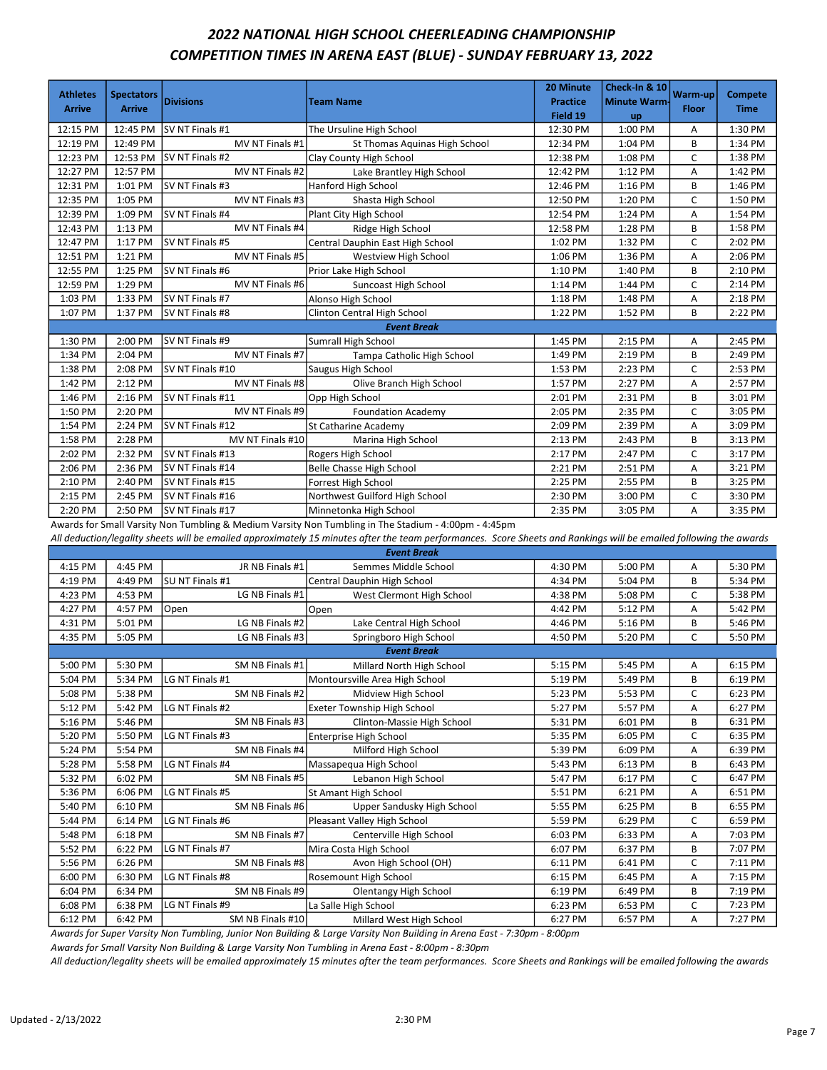# 2022 NATIONAL HIGH SCHOOL CHEERLEADING CHAMPIONSHIP
## COMPETITION TIMES IN ARENA EAST (BLUE) - SUNDAY FEBRUARY 13, 2022

| Athletes Arrive | Spectators Arrive | Divisions | Team Name | 20 Minute Practice Field 19 | Check-In & 10 Minute Warm-up | Warm-up Floor | Compete Time |
|---|---|---|---|---|---|---|---|
| 12:15 PM | 12:45 PM | SV NT Finals #1 | The Ursuline High School | 12:30 PM | 1:00 PM | A | 1:30 PM |
| 12:19 PM | 12:49 PM | MV NT Finals #1 | St Thomas Aquinas High School | 12:34 PM | 1:04 PM | B | 1:34 PM |
| 12:23 PM | 12:53 PM | SV NT Finals #2 | Clay County High School | 12:38 PM | 1:08 PM | C | 1:38 PM |
| 12:27 PM | 12:57 PM | MV NT Finals #2 | Lake Brantley High School | 12:42 PM | 1:12 PM | A | 1:42 PM |
| 12:31 PM | 1:01 PM | SV NT Finals #3 | Hanford High School | 12:46 PM | 1:16 PM | B | 1:46 PM |
| 12:35 PM | 1:05 PM | MV NT Finals #3 | Shasta High School | 12:50 PM | 1:20 PM | C | 1:50 PM |
| 12:39 PM | 1:09 PM | SV NT Finals #4 | Plant City High School | 12:54 PM | 1:24 PM | A | 1:54 PM |
| 12:43 PM | 1:13 PM | MV NT Finals #4 | Ridge High School | 12:58 PM | 1:28 PM | B | 1:58 PM |
| 12:47 PM | 1:17 PM | SV NT Finals #5 | Central Dauphin East High School | 1:02 PM | 1:32 PM | C | 2:02 PM |
| 12:51 PM | 1:21 PM | MV NT Finals #5 | Westview High School | 1:06 PM | 1:36 PM | A | 2:06 PM |
| 12:55 PM | 1:25 PM | SV NT Finals #6 | Prior Lake High School | 1:10 PM | 1:40 PM | B | 2:10 PM |
| 12:59 PM | 1:29 PM | MV NT Finals #6 | Suncoast High School | 1:14 PM | 1:44 PM | C | 2:14 PM |
| 1:03 PM | 1:33 PM | SV NT Finals #7 | Alonso High School | 1:18 PM | 1:48 PM | A | 2:18 PM |
| 1:07 PM | 1:37 PM | SV NT Finals #8 | Clinton Central High School | 1:22 PM | 1:52 PM | B | 2:22 PM |
| | | | ***Event Break*** | | | | |
| 1:30 PM | 2:00 PM | SV NT Finals #9 | Sumrall High School | 1:45 PM | 2:15 PM | A | 2:45 PM |
| 1:34 PM | 2:04 PM | MV NT Finals #7 | Tampa Catholic High School | 1:49 PM | 2:19 PM | B | 2:49 PM |
| 1:38 PM | 2:08 PM | SV NT Finals #10 | Saugus High School | 1:53 PM | 2:23 PM | C | 2:53 PM |
| 1:42 PM | 2:12 PM | MV NT Finals #8 | Olive Branch High School | 1:57 PM | 2:27 PM | A | 2:57 PM |
| 1:46 PM | 2:16 PM | SV NT Finals #11 | Opp High School | 2:01 PM | 2:31 PM | B | 3:01 PM |
| 1:50 PM | 2:20 PM | MV NT Finals #9 | Foundation Academy | 2:05 PM | 2:35 PM | C | 3:05 PM |
| 1:54 PM | 2:24 PM | SV NT Finals #12 | St Catharine Academy | 2:09 PM | 2:39 PM | A | 3:09 PM |
| 1:58 PM | 2:28 PM | MV NT Finals #10 | Marina High School | 2:13 PM | 2:43 PM | B | 3:13 PM |
| 2:02 PM | 2:32 PM | SV NT Finals #13 | Rogers High School | 2:17 PM | 2:47 PM | C | 3:17 PM |
| 2:06 PM | 2:36 PM | SV NT Finals #14 | Belle Chasse High School | 2:21 PM | 2:51 PM | A | 3:21 PM |
| 2:10 PM | 2:40 PM | SV NT Finals #15 | Forrest High School | 2:25 PM | 2:55 PM | B | 3:25 PM |
| 2:15 PM | 2:45 PM | SV NT Finals #16 | Northwest Guilford High School | 2:30 PM | 3:00 PM | C | 3:30 PM |
| 2:20 PM | 2:50 PM | SV NT Finals #17 | Minnetonka High School | 2:35 PM | 3:05 PM | A | 3:35 PM |

Awards for Small Varsity Non Tumbling & Medium Varsity Non Tumbling in The Stadium - 4:00pm - 4:45pm

*All deduction/legality sheets will be emailed approximately 15 minutes after the team performances. Score Sheets and Rankings will be emailed following the awards*

| Athletes Arrive | Spectators Arrive | Divisions | Team Name | 20 Minute Practice Field 19 | Check-In & 10 Minute Warm-up | Warm-up Floor | Compete Time |
|---|---|---|---|---|---|---|---|
| | | | ***Event Break*** | | | | |
| 4:15 PM | 4:45 PM | JR NB Finals #1 | Semmes Middle School | 4:30 PM | 5:00 PM | A | 5:30 PM |
| 4:19 PM | 4:49 PM | SU NT Finals #1 | Central Dauphin High School | 4:34 PM | 5:04 PM | B | 5:34 PM |
| 4:23 PM | 4:53 PM | LG NB Finals #1 | West Clermont High School | 4:38 PM | 5:08 PM | C | 5:38 PM |
| 4:27 PM | 4:57 PM | Open | Open | 4:42 PM | 5:12 PM | A | 5:42 PM |
| 4:31 PM | 5:01 PM | LG NB Finals #2 | Lake Central High School | 4:46 PM | 5:16 PM | B | 5:46 PM |
| 4:35 PM | 5:05 PM | LG NB Finals #3 | Springboro High School | 4:50 PM | 5:20 PM | C | 5:50 PM |
| | | | ***Event Break*** | | | | |
| 5:00 PM | 5:30 PM | SM NB Finals #1 | Millard North High School | 5:15 PM | 5:45 PM | A | 6:15 PM |
| 5:04 PM | 5:34 PM | LG NT Finals #1 | Montoursville Area High School | 5:19 PM | 5:49 PM | B | 6:19 PM |
| 5:08 PM | 5:38 PM | SM NB Finals #2 | Midview High School | 5:23 PM | 5:53 PM | C | 6:23 PM |
| 5:12 PM | 5:42 PM | LG NT Finals #2 | Exeter Township High School | 5:27 PM | 5:57 PM | A | 6:27 PM |
| 5:16 PM | 5:46 PM | SM NB Finals #3 | Clinton-Massie High School | 5:31 PM | 6:01 PM | B | 6:31 PM |
| 5:20 PM | 5:50 PM | LG NT Finals #3 | Enterprise High School | 5:35 PM | 6:05 PM | C | 6:35 PM |
| 5:24 PM | 5:54 PM | SM NB Finals #4 | Milford High School | 5:39 PM | 6:09 PM | A | 6:39 PM |
| 5:28 PM | 5:58 PM | LG NT Finals #4 | Massapequa High School | 5:43 PM | 6:13 PM | B | 6:43 PM |
| 5:32 PM | 6:02 PM | SM NB Finals #5 | Lebanon High School | 5:47 PM | 6:17 PM | C | 6:47 PM |
| 5:36 PM | 6:06 PM | LG NT Finals #5 | St Amant High School | 5:51 PM | 6:21 PM | A | 6:51 PM |
| 5:40 PM | 6:10 PM | SM NB Finals #6 | Upper Sandusky High School | 5:55 PM | 6:25 PM | B | 6:55 PM |
| 5:44 PM | 6:14 PM | LG NT Finals #6 | Pleasant Valley High School | 5:59 PM | 6:29 PM | C | 6:59 PM |
| 5:48 PM | 6:18 PM | SM NB Finals #7 | Centerville High School | 6:03 PM | 6:33 PM | A | 7:03 PM |
| 5:52 PM | 6:22 PM | LG NT Finals #7 | Mira Costa High School | 6:07 PM | 6:37 PM | B | 7:07 PM |
| 5:56 PM | 6:26 PM | SM NB Finals #8 | Avon High School (OH) | 6:11 PM | 6:41 PM | C | 7:11 PM |
| 6:00 PM | 6:30 PM | LG NT Finals #8 | Rosemount High School | 6:15 PM | 6:45 PM | A | 7:15 PM |
| 6:04 PM | 6:34 PM | SM NB Finals #9 | Olentangy High School | 6:19 PM | 6:49 PM | B | 7:19 PM |
| 6:08 PM | 6:38 PM | LG NT Finals #9 | La Salle High School | 6:23 PM | 6:53 PM | C | 7:23 PM |
| 6:12 PM | 6:42 PM | SM NB Finals #10 | Millard West High School | 6:27 PM | 6:57 PM | A | 7:27 PM |

*Awards for Super Varsity Non Tumbling, Junior Non Building & Large Varsity Non Building in Arena East - 7:30pm - 8:00pm*

*Awards for Small Varsity Non Building & Large Varsity Non Tumbling in Arena East - 8:00pm - 8:30pm*

*All deduction/legality sheets will be emailed approximately 15 minutes after the team performances. Score Sheets and Rankings will be emailed following the awards*

Updated - 2/13/2022 2:30 PM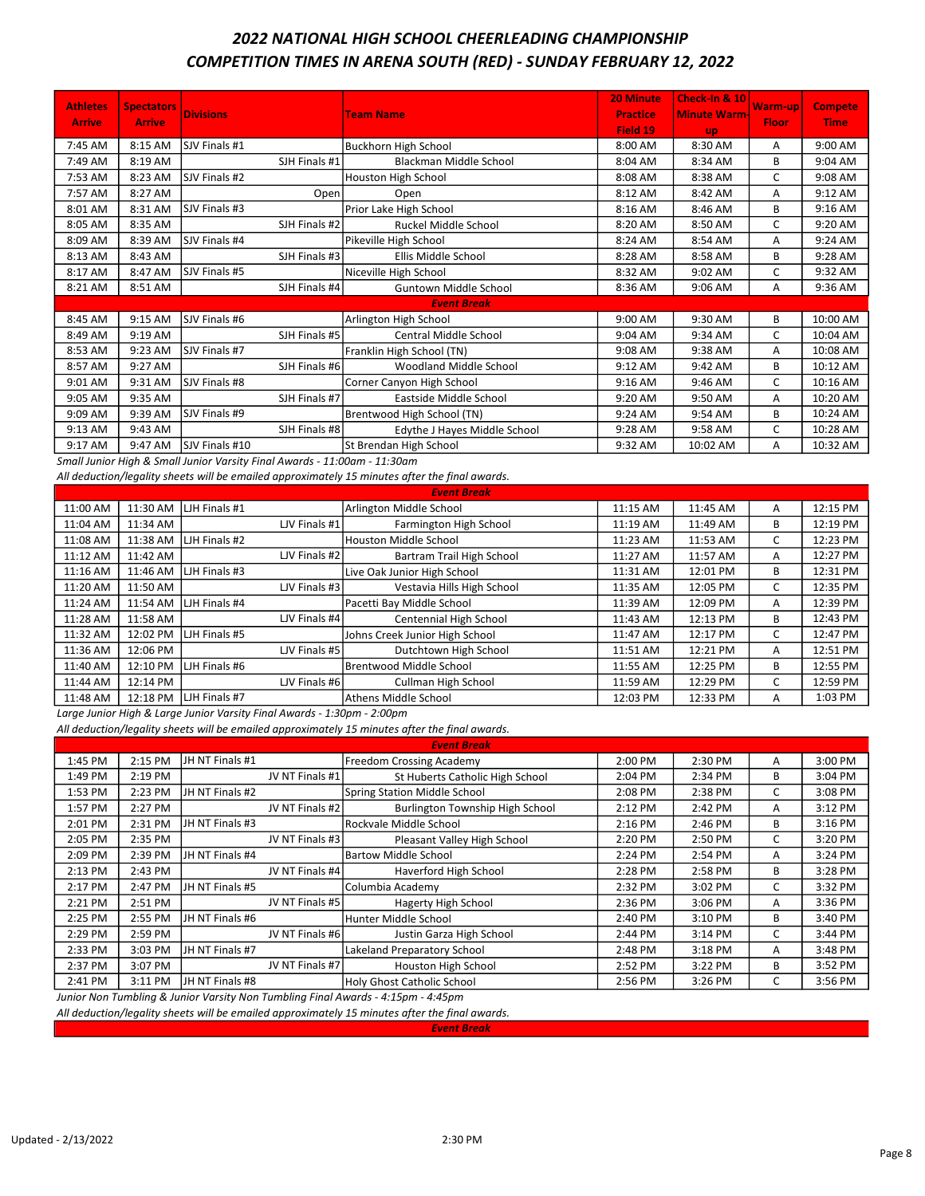## 2022 NATIONAL HIGH SCHOOL CHEERLEADING CHAMPIONSHIP

## COMPETITION TIMES IN ARENA SOUTH (RED) - SUNDAY FEBRUARY 12, 2022

| Athletes Arrive | Spectators Arrive | Divisions | Team Name | 20 Minute Practice Field 19 | Check-In & 10 Minute Warm-up | Warm-up Floor | Compete Time |
|---|---|---|---|---|---|---|---|
| 7:45 AM | 8:15 AM | SJV Finals #1 | Buckhorn High School | 8:00 AM | 8:30 AM | A | 9:00 AM |
| 7:49 AM | 8:19 AM | SJH Finals #1 | Blackman Middle School | 8:04 AM | 8:34 AM | B | 9:04 AM |
| 7:53 AM | 8:23 AM | SJV Finals #2 | Houston High School | 8:08 AM | 8:38 AM | C | 9:08 AM |
| 7:57 AM | 8:27 AM | Open | Open | 8:12 AM | 8:42 AM | A | 9:12 AM |
| 8:01 AM | 8:31 AM | SJV Finals #3 | Prior Lake High School | 8:16 AM | 8:46 AM | B | 9:16 AM |
| 8:05 AM | 8:35 AM | SJH Finals #2 | Ruckel Middle School | 8:20 AM | 8:50 AM | C | 9:20 AM |
| 8:09 AM | 8:39 AM | SJV Finals #4 | Pikeville High School | 8:24 AM | 8:54 AM | A | 9:24 AM |
| 8:13 AM | 8:43 AM | SJH Finals #3 | Ellis Middle School | 8:28 AM | 8:58 AM | B | 9:28 AM |
| 8:17 AM | 8:47 AM | SJV Finals #5 | Niceville High School | 8:32 AM | 9:02 AM | C | 9:32 AM |
| 8:21 AM | 8:51 AM | SJH Finals #4 | Guntown Middle School | 8:36 AM | 9:06 AM | A | 9:36 AM |
| | | | *Event Break* | | | | |
| 8:45 AM | 9:15 AM | SJV Finals #6 | Arlington High School | 9:00 AM | 9:30 AM | B | 10:00 AM |
| 8:49 AM | 9:19 AM | SJH Finals #5 | Central Middle School | 9:04 AM | 9:34 AM | C | 10:04 AM |
| 8:53 AM | 9:23 AM | SJV Finals #7 | Franklin High School (TN) | 9:08 AM | 9:38 AM | A | 10:08 AM |
| 8:57 AM | 9:27 AM | SJH Finals #6 | Woodland Middle School | 9:12 AM | 9:42 AM | B | 10:12 AM |
| 9:01 AM | 9:31 AM | SJV Finals #8 | Corner Canyon High School | 9:16 AM | 9:46 AM | C | 10:16 AM |
| 9:05 AM | 9:35 AM | SJH Finals #7 | Eastside Middle School | 9:20 AM | 9:50 AM | A | 10:20 AM |
| 9:09 AM | 9:39 AM | SJV Finals #9 | Brentwood High School (TN) | 9:24 AM | 9:54 AM | B | 10:24 AM |
| 9:13 AM | 9:43 AM | SJH Finals #8 | Edythe J Hayes Middle School | 9:28 AM | 9:58 AM | C | 10:28 AM |
| 9:17 AM | 9:47 AM | SJV Finals #10 | St Brendan High School | 9:32 AM | 10:02 AM | A | 10:32 AM |

*Small Junior High & Small Junior Varsity Final Awards - 11:00am - 11:30am*

*All deduction/legality sheets will be emailed approximately 15 minutes after the final awards.*

| Athletes Arrive | Spectators Arrive | Divisions | Team Name | 20 Minute Practice Field 19 | Check-In & 10 Minute Warm-up | Warm-up Floor | Compete Time |
|---|---|---|---|---|---|---|---|
| | | | *Event Break* | | | | |
| 11:00 AM | 11:30 AM | LJH Finals #1 | Arlington Middle School | 11:15 AM | 11:45 AM | A | 12:15 PM |
| 11:04 AM | 11:34 AM | LJV Finals #1 | Farmington High School | 11:19 AM | 11:49 AM | B | 12:19 PM |
| 11:08 AM | 11:38 AM | LJH Finals #2 | Houston Middle School | 11:23 AM | 11:53 AM | C | 12:23 PM |
| 11:12 AM | 11:42 AM | LJV Finals #2 | Bartram Trail High School | 11:27 AM | 11:57 AM | A | 12:27 PM |
| 11:16 AM | 11:46 AM | LJH Finals #3 | Live Oak Junior High School | 11:31 AM | 12:01 PM | B | 12:31 PM |
| 11:20 AM | 11:50 AM | LJV Finals #3 | Vestavia Hills High School | 11:35 AM | 12:05 PM | C | 12:35 PM |
| 11:24 AM | 11:54 AM | LJH Finals #4 | Pacetti Bay Middle School | 11:39 AM | 12:09 PM | A | 12:39 PM |
| 11:28 AM | 11:58 AM | LJV Finals #4 | Centennial High School | 11:43 AM | 12:13 PM | B | 12:43 PM |
| 11:32 AM | 12:02 PM | LJH Finals #5 | Johns Creek Junior High School | 11:47 AM | 12:17 PM | C | 12:47 PM |
| 11:36 AM | 12:06 PM | LJV Finals #5 | Dutchtown High School | 11:51 AM | 12:21 PM | A | 12:51 PM |
| 11:40 AM | 12:10 PM | LJH Finals #6 | Brentwood Middle School | 11:55 AM | 12:25 PM | B | 12:55 PM |
| 11:44 AM | 12:14 PM | LJV Finals #6 | Cullman High School | 11:59 AM | 12:29 PM | C | 12:59 PM |
| 11:48 AM | 12:18 PM | LJH Finals #7 | Athens Middle School | 12:03 PM | 12:33 PM | A | 1:03 PM |

*Large Junior High & Large Junior Varsity Final Awards - 1:30pm - 2:00pm*

*All deduction/legality sheets will be emailed approximately 15 minutes after the final awards.*

| Athletes Arrive | Spectators Arrive | Divisions | Team Name | 20 Minute Practice Field 19 | Check-In & 10 Minute Warm-up | Warm-up Floor | Compete Time |
|---|---|---|---|---|---|---|---|
| | | | *Event Break* | | | | |
| 1:45 PM | 2:15 PM | JH NT Finals #1 | Freedom Crossing Academy | 2:00 PM | 2:30 PM | A | 3:00 PM |
| 1:49 PM | 2:19 PM | JV NT Finals #1 | St Huberts Catholic High School | 2:04 PM | 2:34 PM | B | 3:04 PM |
| 1:53 PM | 2:23 PM | JH NT Finals #2 | Spring Station Middle School | 2:08 PM | 2:38 PM | C | 3:08 PM |
| 1:57 PM | 2:27 PM | JV NT Finals #2 | Burlington Township High School | 2:12 PM | 2:42 PM | A | 3:12 PM |
| 2:01 PM | 2:31 PM | JH NT Finals #3 | Rockvale Middle School | 2:16 PM | 2:46 PM | B | 3:16 PM |
| 2:05 PM | 2:35 PM | JV NT Finals #3 | Pleasant Valley High School | 2:20 PM | 2:50 PM | C | 3:20 PM |
| 2:09 PM | 2:39 PM | JH NT Finals #4 | Bartow Middle School | 2:24 PM | 2:54 PM | A | 3:24 PM |
| 2:13 PM | 2:43 PM | JV NT Finals #4 | Haverford High School | 2:28 PM | 2:58 PM | B | 3:28 PM |
| 2:17 PM | 2:47 PM | JH NT Finals #5 | Columbia Academy | 2:32 PM | 3:02 PM | C | 3:32 PM |
| 2:21 PM | 2:51 PM | JV NT Finals #5 | Hagerty High School | 2:36 PM | 3:06 PM | A | 3:36 PM |
| 2:25 PM | 2:55 PM | JH NT Finals #6 | Hunter Middle School | 2:40 PM | 3:10 PM | B | 3:40 PM |
| 2:29 PM | 2:59 PM | JV NT Finals #6 | Justin Garza High School | 2:44 PM | 3:14 PM | C | 3:44 PM |
| 2:33 PM | 3:03 PM | JH NT Finals #7 | Lakeland Preparatory School | 2:48 PM | 3:18 PM | A | 3:48 PM |
| 2:37 PM | 3:07 PM | JV NT Finals #7 | Houston High School | 2:52 PM | 3:22 PM | B | 3:52 PM |
| 2:41 PM | 3:11 PM | JH NT Finals #8 | Holy Ghost Catholic School | 2:56 PM | 3:26 PM | C | 3:56 PM |

*Junior Non Tumbling & Junior Varsity Non Tumbling Final Awards - 4:15pm - 4:45pm*

*All deduction/legality sheets will be emailed approximately 15 minutes after the final awards.*

***Event Break***

Updated - 2/13/2022 2:30 PM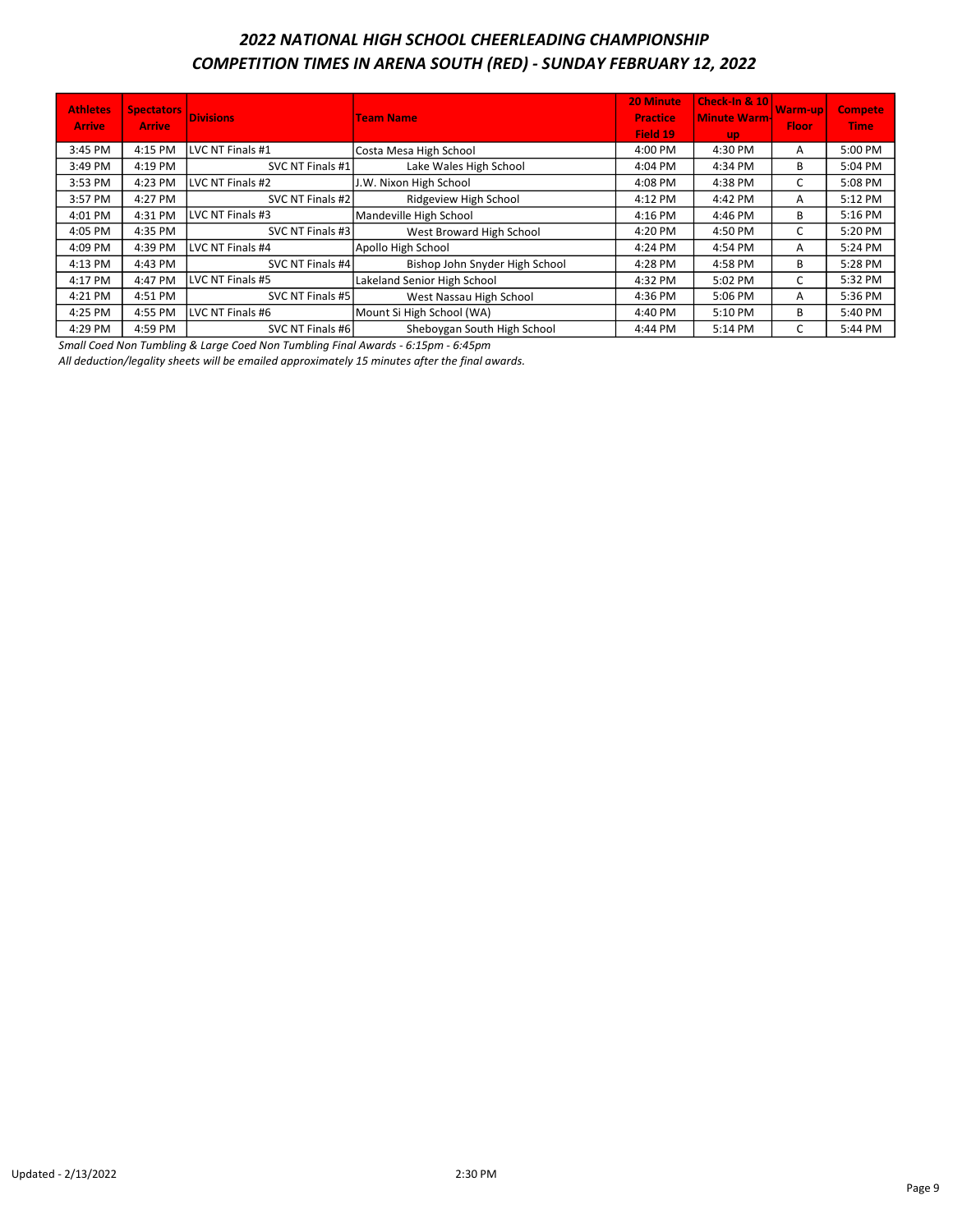## *2022 NATIONAL HIGH SCHOOL CHEERLEADING CHAMPIONSHIP*
## *COMPETITION TIMES IN ARENA SOUTH (RED) - SUNDAY FEBRUARY 12, 2022*

| Athletes Arrive | Spectators Arrive | Divisions | Team Name | 20 Minute Practice Field 19 | Check-In & 10 Minute Warm-up | Warm-up Floor | Compete Time |
|---|---|---|---|---|---|---|---|
| 3:45 PM | 4:15 PM | LVC NT Finals #1 | Costa Mesa High School | 4:00 PM | 4:30 PM | A | 5:00 PM |
| 3:49 PM | 4:19 PM | SVC NT Finals #1 | Lake Wales High School | 4:04 PM | 4:34 PM | B | 5:04 PM |
| 3:53 PM | 4:23 PM | LVC NT Finals #2 | J.W. Nixon High School | 4:08 PM | 4:38 PM | C | 5:08 PM |
| 3:57 PM | 4:27 PM | SVC NT Finals #2 | Ridgeview High School | 4:12 PM | 4:42 PM | A | 5:12 PM |
| 4:01 PM | 4:31 PM | LVC NT Finals #3 | Mandeville High School | 4:16 PM | 4:46 PM | B | 5:16 PM |
| 4:05 PM | 4:35 PM | SVC NT Finals #3 | West Broward High School | 4:20 PM | 4:50 PM | C | 5:20 PM |
| 4:09 PM | 4:39 PM | LVC NT Finals #4 | Apollo High School | 4:24 PM | 4:54 PM | A | 5:24 PM |
| 4:13 PM | 4:43 PM | SVC NT Finals #4 | Bishop John Snyder High School | 4:28 PM | 4:58 PM | B | 5:28 PM |
| 4:17 PM | 4:47 PM | LVC NT Finals #5 | Lakeland Senior High School | 4:32 PM | 5:02 PM | C | 5:32 PM |
| 4:21 PM | 4:51 PM | SVC NT Finals #5 | West Nassau High School | 4:36 PM | 5:06 PM | A | 5:36 PM |
| 4:25 PM | 4:55 PM | LVC NT Finals #6 | Mount Si High School (WA) | 4:40 PM | 5:10 PM | B | 5:40 PM |
| 4:29 PM | 4:59 PM | SVC NT Finals #6 | Sheboygan South High School | 4:44 PM | 5:14 PM | C | 5:44 PM |

*Small Coed Non Tumbling & Large Coed Non Tumbling Final Awards - 6:15pm - 6:45pm*

*All deduction/legality sheets will be emailed approximately 15 minutes after the final awards.*

Updated - 2/13/2022 2:30 PM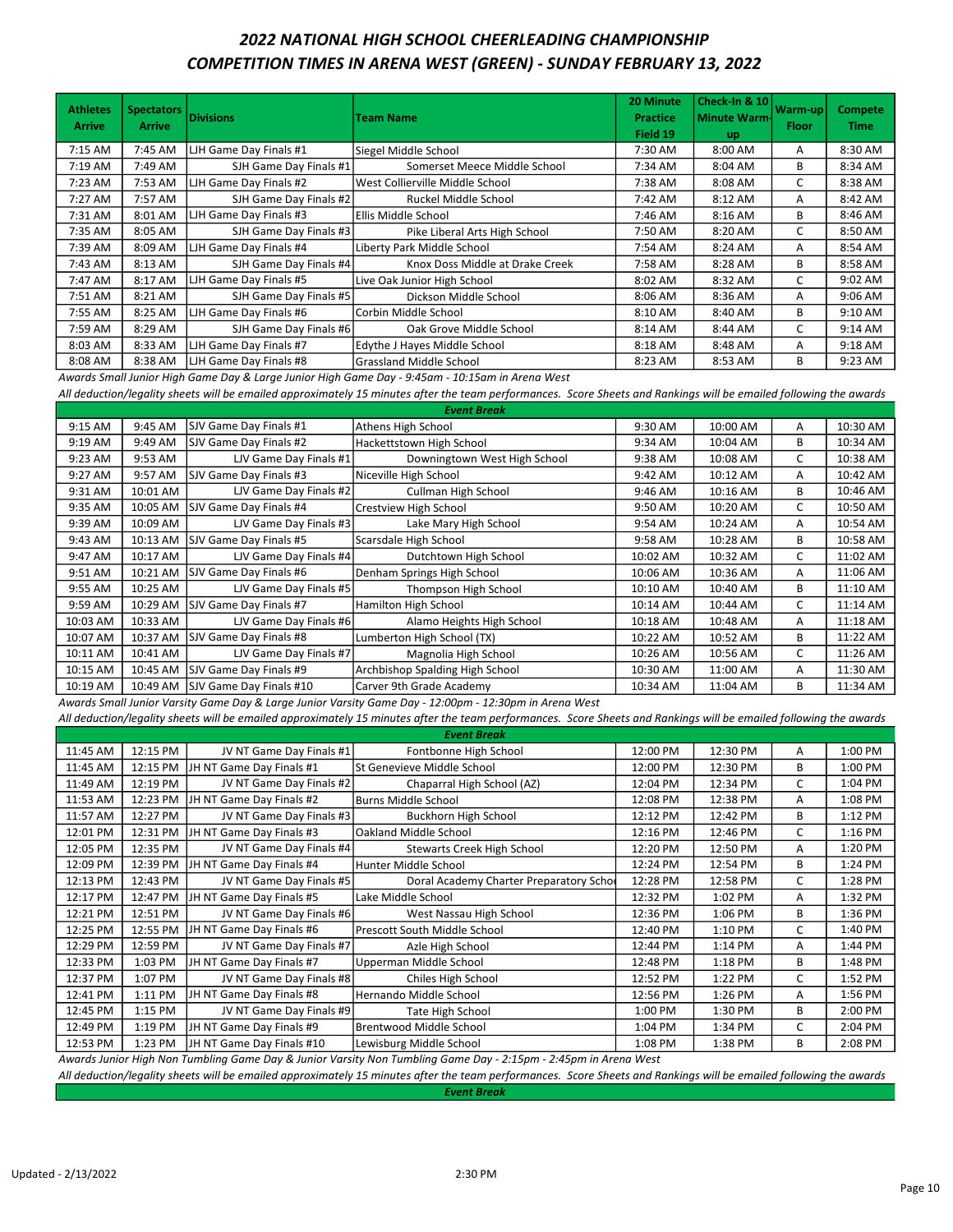## 2022 NATIONAL HIGH SCHOOL CHEERLEADING CHAMPIONSHIP
## COMPETITION TIMES IN ARENA WEST (GREEN) - SUNDAY FEBRUARY 13, 2022

| Athletes Arrive | Spectators Arrive | Divisions | Team Name | 20 Minute Practice Field 19 | Check-In & 10 Minute Warm-up | Warm-up Floor | Compete Time |
|---|---|---|---|---|---|---|---|
| 7:15 AM | 7:45 AM | LJH Game Day Finals #1 | Siegel Middle School | 7:30 AM | 8:00 AM | A | 8:30 AM |
| 7:19 AM | 7:49 AM | SJH Game Day Finals #1 | Somerset Meece Middle School | 7:34 AM | 8:04 AM | B | 8:34 AM |
| 7:23 AM | 7:53 AM | LJH Game Day Finals #2 | West Collierville Middle School | 7:38 AM | 8:08 AM | C | 8:38 AM |
| 7:27 AM | 7:57 AM | SJH Game Day Finals #2 | Ruckel Middle School | 7:42 AM | 8:12 AM | A | 8:42 AM |
| 7:31 AM | 8:01 AM | LJH Game Day Finals #3 | Ellis Middle School | 7:46 AM | 8:16 AM | B | 8:46 AM |
| 7:35 AM | 8:05 AM | SJH Game Day Finals #3 | Pike Liberal Arts High School | 7:50 AM | 8:20 AM | C | 8:50 AM |
| 7:39 AM | 8:09 AM | LJH Game Day Finals #4 | Liberty Park Middle School | 7:54 AM | 8:24 AM | A | 8:54 AM |
| 7:43 AM | 8:13 AM | SJH Game Day Finals #4 | Knox Doss Middle at Drake Creek | 7:58 AM | 8:28 AM | B | 8:58 AM |
| 7:47 AM | 8:17 AM | LJH Game Day Finals #5 | Live Oak Junior High School | 8:02 AM | 8:32 AM | C | 9:02 AM |
| 7:51 AM | 8:21 AM | SJH Game Day Finals #5 | Dickson Middle School | 8:06 AM | 8:36 AM | A | 9:06 AM |
| 7:55 AM | 8:25 AM | LJH Game Day Finals #6 | Corbin Middle School | 8:10 AM | 8:40 AM | B | 9:10 AM |
| 7:59 AM | 8:29 AM | SJH Game Day Finals #6 | Oak Grove Middle School | 8:14 AM | 8:44 AM | C | 9:14 AM |
| 8:03 AM | 8:33 AM | LJH Game Day Finals #7 | Edythe J Hayes Middle School | 8:18 AM | 8:48 AM | A | 9:18 AM |
| 8:08 AM | 8:38 AM | LJH Game Day Finals #8 | Grassland Middle School | 8:23 AM | 8:53 AM | B | 9:23 AM |
| *Awards Small Junior High Game Day & Large Junior High Game Day - 9:45am - 10:15am in Arena West* | | | | | | | |
| *All deduction/legality sheets will be emailed approximately 15 minutes after the team performances. Score Sheets and Rankings will be emailed following the awards* | | | | | | | |
| ***Event Break*** | | | | | | | |
| 9:15 AM | 9:45 AM | SJV Game Day Finals #1 | Athens High School | 9:30 AM | 10:00 AM | A | 10:30 AM |
| 9:19 AM | 9:49 AM | SJV Game Day Finals #2 | Hackettstown High School | 9:34 AM | 10:04 AM | B | 10:34 AM |
| 9:23 AM | 9:53 AM | LJV Game Day Finals #1 | Downingtown West High School | 9:38 AM | 10:08 AM | C | 10:38 AM |
| 9:27 AM | 9:57 AM | SJV Game Day Finals #3 | Niceville High School | 9:42 AM | 10:12 AM | A | 10:42 AM |
| 9:31 AM | 10:01 AM | LJV Game Day Finals #2 | Cullman High School | 9:46 AM | 10:16 AM | B | 10:46 AM |
| 9:35 AM | 10:05 AM | SJV Game Day Finals #4 | Crestview High School | 9:50 AM | 10:20 AM | C | 10:50 AM |
| 9:39 AM | 10:09 AM | LJV Game Day Finals #3 | Lake Mary High School | 9:54 AM | 10:24 AM | A | 10:54 AM |
| 9:43 AM | 10:13 AM | SJV Game Day Finals #5 | Scarsdale High School | 9:58 AM | 10:28 AM | B | 10:58 AM |
| 9:47 AM | 10:17 AM | LJV Game Day Finals #4 | Dutchtown High School | 10:02 AM | 10:32 AM | C | 11:02 AM |
| 9:51 AM | 10:21 AM | SJV Game Day Finals #6 | Denham Springs High School | 10:06 AM | 10:36 AM | A | 11:06 AM |
| 9:55 AM | 10:25 AM | LJV Game Day Finals #5 | Thompson High School | 10:10 AM | 10:40 AM | B | 11:10 AM |
| 9:59 AM | 10:29 AM | SJV Game Day Finals #7 | Hamilton High School | 10:14 AM | 10:44 AM | C | 11:14 AM |
| 10:03 AM | 10:33 AM | LJV Game Day Finals #6 | Alamo Heights High School | 10:18 AM | 10:48 AM | A | 11:18 AM |
| 10:07 AM | 10:37 AM | SJV Game Day Finals #8 | Lumberton High School (TX) | 10:22 AM | 10:52 AM | B | 11:22 AM |
| 10:11 AM | 10:41 AM | LJV Game Day Finals #7 | Magnolia High School | 10:26 AM | 10:56 AM | C | 11:26 AM |
| 10:15 AM | 10:45 AM | SJV Game Day Finals #9 | Archbishop Spalding High School | 10:30 AM | 11:00 AM | A | 11:30 AM |
| 10:19 AM | 10:49 AM | SJV Game Day Finals #10 | Carver 9th Grade Academy | 10:34 AM | 11:04 AM | B | 11:34 AM |
| *Awards Small Junior Varsity Game Day & Large Junior Varsity Game Day - 12:00pm - 12:30pm in Arena West* | | | | | | | |
| *All deduction/legality sheets will be emailed approximately 15 minutes after the team performances. Score Sheets and Rankings will be emailed following the awards* | | | | | | | |
| ***Event Break*** | | | | | | | |
| 11:45 AM | 12:15 PM | JV NT Game Day Finals #1 | Fontbonne High School | 12:00 PM | 12:30 PM | A | 1:00 PM |
| 11:45 AM | 12:15 PM | JH NT Game Day Finals #1 | St Genevieve Middle School | 12:00 PM | 12:30 PM | B | 1:00 PM |
| 11:49 AM | 12:19 PM | JV NT Game Day Finals #2 | Chaparral High School (AZ) | 12:04 PM | 12:34 PM | C | 1:04 PM |
| 11:53 AM | 12:23 PM | JH NT Game Day Finals #2 | Burns Middle School | 12:08 PM | 12:38 PM | A | 1:08 PM |
| 11:57 AM | 12:27 PM | JV NT Game Day Finals #3 | Buckhorn High School | 12:12 PM | 12:42 PM | B | 1:12 PM |
| 12:01 PM | 12:31 PM | JH NT Game Day Finals #3 | Oakland Middle School | 12:16 PM | 12:46 PM | C | 1:16 PM |
| 12:05 PM | 12:35 PM | JV NT Game Day Finals #4 | Stewarts Creek High School | 12:20 PM | 12:50 PM | A | 1:20 PM |
| 12:09 PM | 12:39 PM | JH NT Game Day Finals #4 | Hunter Middle School | 12:24 PM | 12:54 PM | B | 1:24 PM |
| 12:13 PM | 12:43 PM | JV NT Game Day Finals #5 | Doral Academy Charter Preparatory Scho | 12:28 PM | 12:58 PM | C | 1:28 PM |
| 12:17 PM | 12:47 PM | JH NT Game Day Finals #5 | Lake Middle School | 12:32 PM | 1:02 PM | A | 1:32 PM |
| 12:21 PM | 12:51 PM | JV NT Game Day Finals #6 | West Nassau High School | 12:36 PM | 1:06 PM | B | 1:36 PM |
| 12:25 PM | 12:55 PM | JH NT Game Day Finals #6 | Prescott South Middle School | 12:40 PM | 1:10 PM | C | 1:40 PM |
| 12:29 PM | 12:59 PM | JV NT Game Day Finals #7 | Azle High School | 12:44 PM | 1:14 PM | A | 1:44 PM |
| 12:33 PM | 1:03 PM | JH NT Game Day Finals #7 | Upperman Middle School | 12:48 PM | 1:18 PM | B | 1:48 PM |
| 12:37 PM | 1:07 PM | JV NT Game Day Finals #8 | Chiles High School | 12:52 PM | 1:22 PM | C | 1:52 PM |
| 12:41 PM | 1:11 PM | JH NT Game Day Finals #8 | Hernando Middle School | 12:56 PM | 1:26 PM | A | 1:56 PM |
| 12:45 PM | 1:15 PM | JV NT Game Day Finals #9 | Tate High School | 1:00 PM | 1:30 PM | B | 2:00 PM |
| 12:49 PM | 1:19 PM | JH NT Game Day Finals #9 | Brentwood Middle School | 1:04 PM | 1:34 PM | C | 2:04 PM |
| 12:53 PM | 1:23 PM | JH NT Game Day Finals #10 | Lewisburg Middle School | 1:08 PM | 1:38 PM | B | 2:08 PM |
| *Awards Junior High Non Tumbling Game Day & Junior Varsity Non Tumbling Game Day - 2:15pm - 2:45pm in Arena West* | | | | | | | |
| *All deduction/legality sheets will be emailed approximately 15 minutes after the team performances. Score Sheets and Rankings will be emailed following the awards* | | | | | | | |
| ***Event Break*** | | | | | | | |

Updated - 2/13/2022 2:30 PM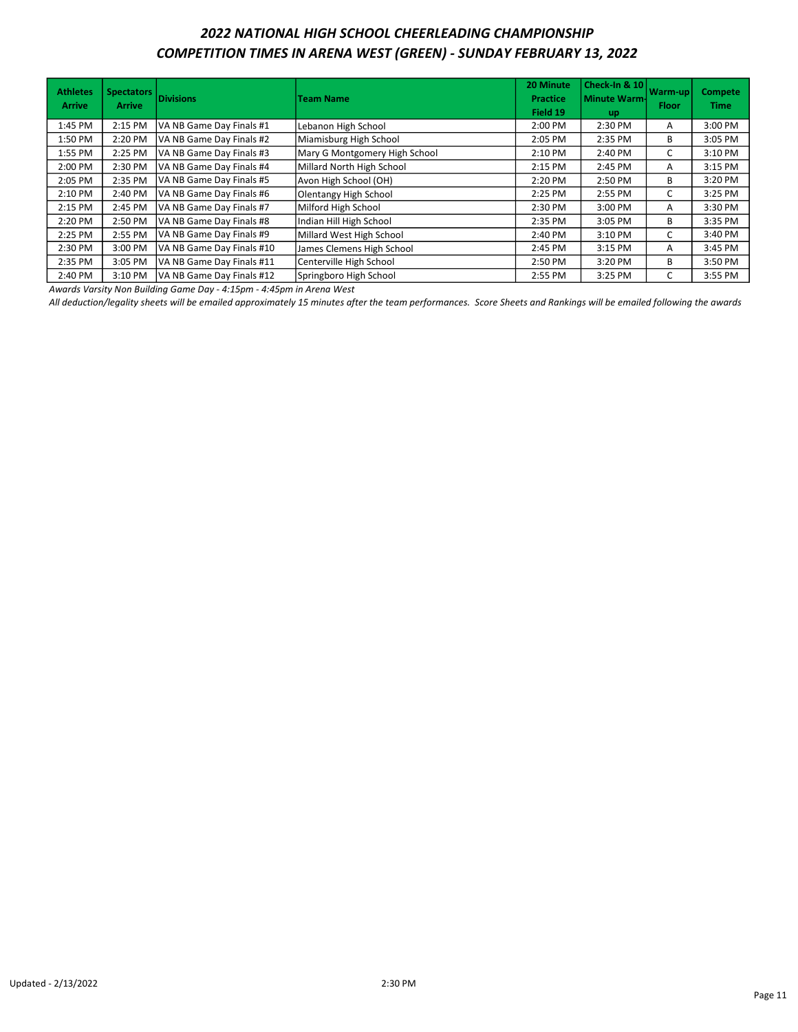## *2022 NATIONAL HIGH SCHOOL CHEERLEADING CHAMPIONSHIP*
## *COMPETITION TIMES IN ARENA WEST (GREEN) - SUNDAY FEBRUARY 13, 2022*

| Athletes Arrive | Spectators Arrive | Divisions | Team Name | 20 Minute Practice Field 19 | Check-In & 10 Minute Warm-up | Warm-up Floor | Compete Time |
|---|---|---|---|---|---|---|---|
| 1:45 PM | 2:15 PM | VA NB Game Day Finals #1 | Lebanon High School | 2:00 PM | 2:30 PM | A | 3:00 PM |
| 1:50 PM | 2:20 PM | VA NB Game Day Finals #2 | Miamisburg High School | 2:05 PM | 2:35 PM | B | 3:05 PM |
| 1:55 PM | 2:25 PM | VA NB Game Day Finals #3 | Mary G Montgomery High School | 2:10 PM | 2:40 PM | C | 3:10 PM |
| 2:00 PM | 2:30 PM | VA NB Game Day Finals #4 | Millard North High School | 2:15 PM | 2:45 PM | A | 3:15 PM |
| 2:05 PM | 2:35 PM | VA NB Game Day Finals #5 | Avon High School (OH) | 2:20 PM | 2:50 PM | B | 3:20 PM |
| 2:10 PM | 2:40 PM | VA NB Game Day Finals #6 | Olentangy High School | 2:25 PM | 2:55 PM | C | 3:25 PM |
| 2:15 PM | 2:45 PM | VA NB Game Day Finals #7 | Milford High School | 2:30 PM | 3:00 PM | A | 3:30 PM |
| 2:20 PM | 2:50 PM | VA NB Game Day Finals #8 | Indian Hill High School | 2:35 PM | 3:05 PM | B | 3:35 PM |
| 2:25 PM | 2:55 PM | VA NB Game Day Finals #9 | Millard West High School | 2:40 PM | 3:10 PM | C | 3:40 PM |
| 2:30 PM | 3:00 PM | VA NB Game Day Finals #10 | James Clemens High School | 2:45 PM | 3:15 PM | A | 3:45 PM |
| 2:35 PM | 3:05 PM | VA NB Game Day Finals #11 | Centerville High School | 2:50 PM | 3:20 PM | B | 3:50 PM |
| 2:40 PM | 3:10 PM | VA NB Game Day Finals #12 | Springboro High School | 2:55 PM | 3:25 PM | C | 3:55 PM |

*Awards Varsity Non Building Game Day - 4:15pm - 4:45pm in Arena West*

*All deduction/legality sheets will be emailed approximately 15 minutes after the team performances. Score Sheets and Rankings will be emailed following the awards*

Updated - 2/13/2022 2:30 PM